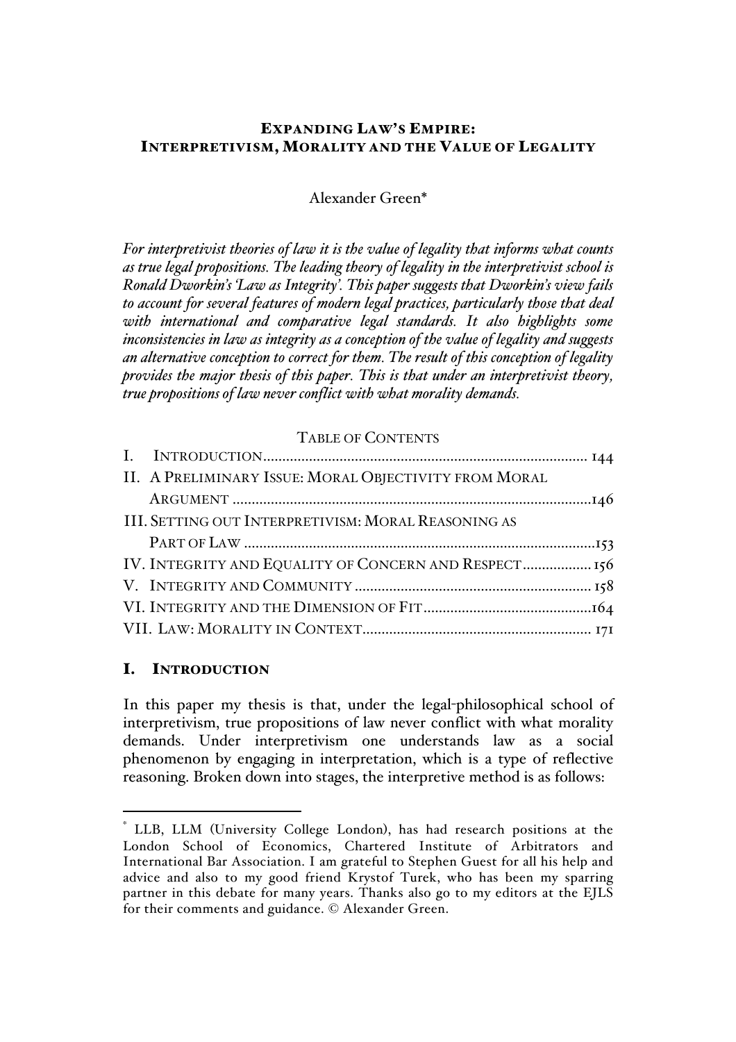# EXPANDING LAW'S EMPIRE: INTERPRETIVISM, MORALITY AND THE VALUE OF LEGALITY

Alexander Green*

*For interpretivist theories of law it is the value of legality that informs what counts as true legal propositions. The leading theory of legality in the interpretivist school is Ronald Dworkin's 'Law as Integrity'. This paper suggests that Dworkin's view fails to account for several features of modern legal practices, particularly those that deal with international and comparative legal standards. It also highlights some inconsistencies in law as integrity as a conception of the value of legality and suggests an alternative conception to correct for them. The result of this conception of legality provides the major thesis of this paper. This is that under an interpretivist theory, true propositions of law never conflict with what morality demands.*

TABLE OF CONTENTS

| | |
|---|---|
| I. INTRODUCTION | 144 |
| II. A PRELIMINARY ISSUE: MORAL OBJECTIVITY FROM MORAL ARGUMENT | 146 |
| III. SETTING OUT INTERPRETIVISM: MORAL REASONING AS PART OF LAW | 153 |
| IV. INTEGRITY AND EQUALITY OF CONCERN AND RESPECT | 156 |
| V. INTEGRITY AND COMMUNITY | 158 |
| VI. INTEGRITY AND THE DIMENSION OF FIT | 164 |
| VII. LAW: MORALITY IN CONTEXT | 171 |

## I. INTRODUCTION

In this paper my thesis is that, under the legal-philosophical school of interpretivism, true propositions of law never conflict with what morality demands. Under interpretivism one understands law as a social phenomenon by engaging in interpretation, which is a type of reflective reasoning. Broken down into stages, the interpretive method is as follows:

---

* LLB, LLM (University College London), has had research positions at the London School of Economics, Chartered Institute of Arbitrators and International Bar Association. I am grateful to Stephen Guest for all his help and advice and also to my good friend Krystof Turek, who has been my sparring partner in this debate for many years. Thanks also go to my editors at the EJLS for their comments and guidance. © Alexander Green.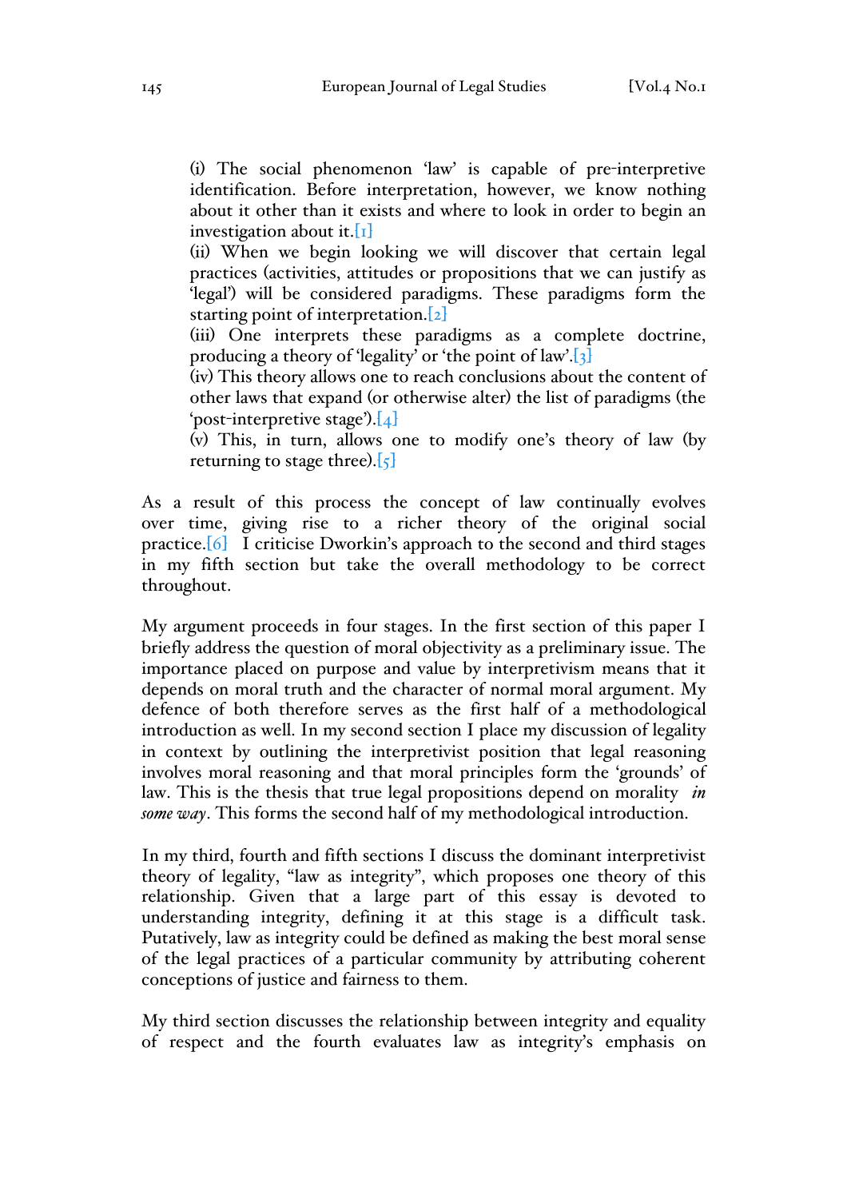(i) The social phenomenon 'law' is capable of pre-interpretive identification. Before interpretation, however, we know nothing about it other than it exists and where to look in order to begin an investigation about it.[1]

(ii) When we begin looking we will discover that certain legal practices (activities, attitudes or propositions that we can justify as 'legal') will be considered paradigms. These paradigms form the starting point of interpretation.[2]

(iii) One interprets these paradigms as a complete doctrine, producing a theory of 'legality' or 'the point of law'.[3]

(iv) This theory allows one to reach conclusions about the content of other laws that expand (or otherwise alter) the list of paradigms (the 'post-interpretive stage').[4]

(v) This, in turn, allows one to modify one's theory of law (by returning to stage three).[5]

As a result of this process the concept of law continually evolves over time, giving rise to a richer theory of the original social practice.[6] I criticise Dworkin's approach to the second and third stages in my fifth section but take the overall methodology to be correct throughout.

My argument proceeds in four stages. In the first section of this paper I briefly address the question of moral objectivity as a preliminary issue. The importance placed on purpose and value by interpretivism means that it depends on moral truth and the character of normal moral argument. My defence of both therefore serves as the first half of a methodological introduction as well. In my second section I place my discussion of legality in context by outlining the interpretivist position that legal reasoning involves moral reasoning and that moral principles form the 'grounds' of law. This is the thesis that true legal propositions depend on morality *in some way*. This forms the second half of my methodological introduction.

In my third, fourth and fifth sections I discuss the dominant interpretivist theory of legality, "law as integrity", which proposes one theory of this relationship. Given that a large part of this essay is devoted to understanding integrity, defining it at this stage is a difficult task. Putatively, law as integrity could be defined as making the best moral sense of the legal practices of a particular community by attributing coherent conceptions of justice and fairness to them.

My third section discusses the relationship between integrity and equality of respect and the fourth evaluates law as integrity's emphasis on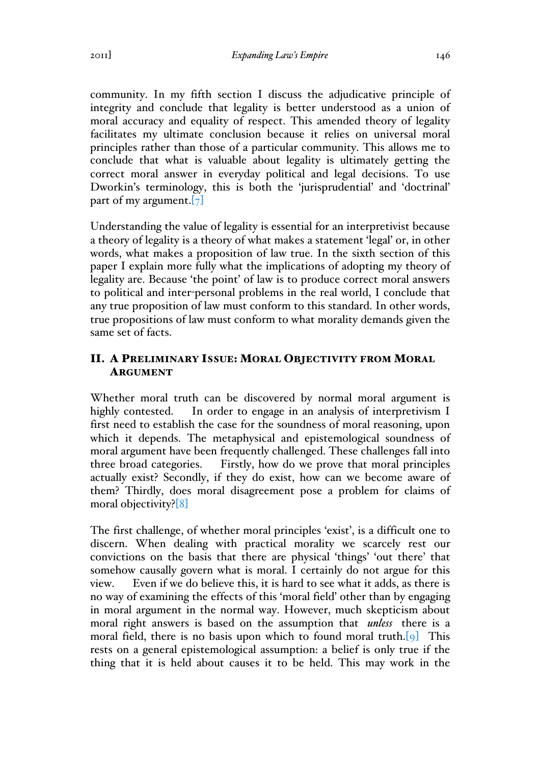community. In my fifth section I discuss the adjudicative principle of integrity and conclude that legality is better understood as a union of moral accuracy and equality of respect. This amended theory of legality facilitates my ultimate conclusion because it relies on universal moral principles rather than those of a particular community. This allows me to conclude that what is valuable about legality is ultimately getting the correct moral answer in everyday political and legal decisions. To use Dworkin's terminology, this is both the 'jurisprudential' and 'doctrinal' part of my argument.[7]

Understanding the value of legality is essential for an interpretivist because a theory of legality is a theory of what makes a statement 'legal' or, in other words, what makes a proposition of law true. In the sixth section of this paper I explain more fully what the implications of adopting my theory of legality are. Because 'the point' of law is to produce correct moral answers to political and inter-personal problems in the real world, I conclude that any true proposition of law must conform to this standard. In other words, true propositions of law must conform to what morality demands given the same set of facts.

## II. A Preliminary Issue: Moral Objectivity from Moral Argument

Whether moral truth can be discovered by normal moral argument is highly contested. In order to engage in an analysis of interpretivism I first need to establish the case for the soundness of moral reasoning, upon which it depends. The metaphysical and epistemological soundness of moral argument have been frequently challenged. These challenges fall into three broad categories. Firstly, how do we prove that moral principles actually exist? Secondly, if they do exist, how can we become aware of them? Thirdly, does moral disagreement pose a problem for claims of moral objectivity?[8]

The first challenge, of whether moral principles 'exist', is a difficult one to discern. When dealing with practical morality we scarcely rest our convictions on the basis that there are physical 'things' 'out there' that somehow causally govern what is moral. I certainly do not argue for this view. Even if we do believe this, it is hard to see what it adds, as there is no way of examining the effects of this 'moral field' other than by engaging in moral argument in the normal way. However, much skepticism about moral right answers is based on the assumption that *unless* there is a moral field, there is no basis upon which to found moral truth.[9] This rests on a general epistemological assumption: a belief is only true if the thing that it is held about causes it to be held. This may work in the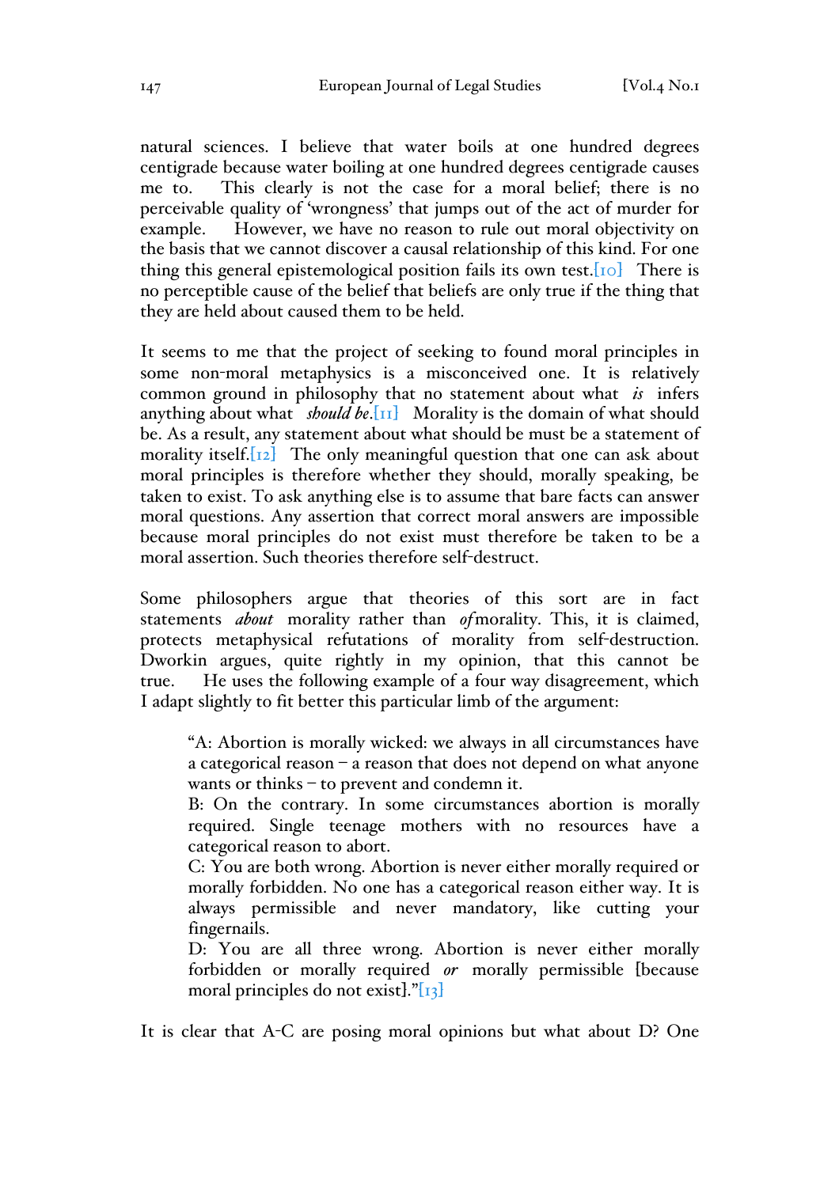natural sciences. I believe that water boils at one hundred degrees centigrade because water boiling at one hundred degrees centigrade causes me to. This clearly is not the case for a moral belief; there is no perceivable quality of 'wrongness' that jumps out of the act of murder for example. However, we have no reason to rule out moral objectivity on the basis that we cannot discover a causal relationship of this kind. For one thing this general epistemological position fails its own test.[10] There is no perceptible cause of the belief that beliefs are only true if the thing that they are held about caused them to be held.

It seems to me that the project of seeking to found moral principles in some non-moral metaphysics is a misconceived one. It is relatively common ground in philosophy that no statement about what *is* infers anything about what *should be*.[11] Morality is the domain of what should be. As a result, any statement about what should be must be a statement of morality itself.[12] The only meaningful question that one can ask about moral principles is therefore whether they should, morally speaking, be taken to exist. To ask anything else is to assume that bare facts can answer moral questions. Any assertion that correct moral answers are impossible because moral principles do not exist must therefore be taken to be a moral assertion. Such theories therefore self-destruct.

Some philosophers argue that theories of this sort are in fact statements *about* morality rather than *of* morality. This, it is claimed, protects metaphysical refutations of morality from self-destruction. Dworkin argues, quite rightly in my opinion, that this cannot be true. He uses the following example of a four way disagreement, which I adapt slightly to fit better this particular limb of the argument:

> "A: Abortion is morally wicked: we always in all circumstances have a categorical reason – a reason that does not depend on what anyone wants or thinks – to prevent and condemn it.
> B: On the contrary. In some circumstances abortion is morally required. Single teenage mothers with no resources have a categorical reason to abort.
> C: You are both wrong. Abortion is never either morally required or morally forbidden. No one has a categorical reason either way. It is always permissible and never mandatory, like cutting your fingernails.
> D: You are all three wrong. Abortion is never either morally forbidden or morally required *or* morally permissible [because moral principles do not exist]."[13]

It is clear that A-C are posing moral opinions but what about D? One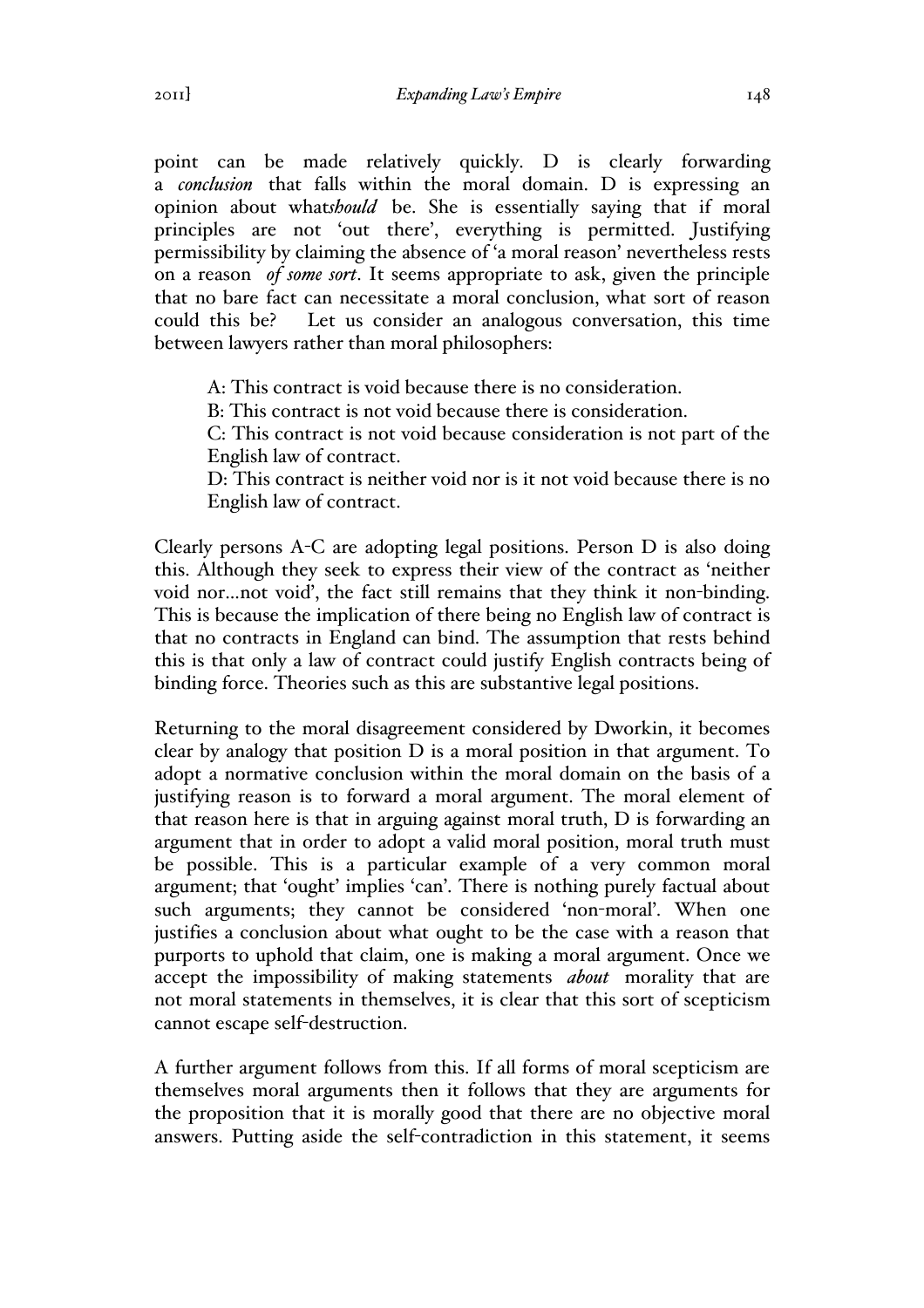point can be made relatively quickly. D is clearly forwarding a *conclusion* that falls within the moral domain. D is expressing an opinion about what*should* be. She is essentially saying that if moral principles are not 'out there', everything is permitted. Justifying permissibility by claiming the absence of 'a moral reason' nevertheless rests on a reason *of some sort*. It seems appropriate to ask, given the principle that no bare fact can necessitate a moral conclusion, what sort of reason could this be? Let us consider an analogous conversation, this time between lawyers rather than moral philosophers:

> A: This contract is void because there is no consideration.
>
> B: This contract is not void because there is consideration.
>
> C: This contract is not void because consideration is not part of the English law of contract.
>
> D: This contract is neither void nor is it not void because there is no English law of contract.

Clearly persons A-C are adopting legal positions. Person D is also doing this. Although they seek to express their view of the contract as 'neither void nor…not void', the fact still remains that they think it non-binding. This is because the implication of there being no English law of contract is that no contracts in England can bind. The assumption that rests behind this is that only a law of contract could justify English contracts being of binding force. Theories such as this are substantive legal positions.

Returning to the moral disagreement considered by Dworkin, it becomes clear by analogy that position D is a moral position in that argument. To adopt a normative conclusion within the moral domain on the basis of a justifying reason is to forward a moral argument. The moral element of that reason here is that in arguing against moral truth, D is forwarding an argument that in order to adopt a valid moral position, moral truth must be possible. This is a particular example of a very common moral argument; that 'ought' implies 'can'. There is nothing purely factual about such arguments; they cannot be considered 'non-moral'. When one justifies a conclusion about what ought to be the case with a reason that purports to uphold that claim, one is making a moral argument. Once we accept the impossibility of making statements *about* morality that are not moral statements in themselves, it is clear that this sort of scepticism cannot escape self-destruction.

A further argument follows from this. If all forms of moral scepticism are themselves moral arguments then it follows that they are arguments for the proposition that it is morally good that there are no objective moral answers. Putting aside the self-contradiction in this statement, it seems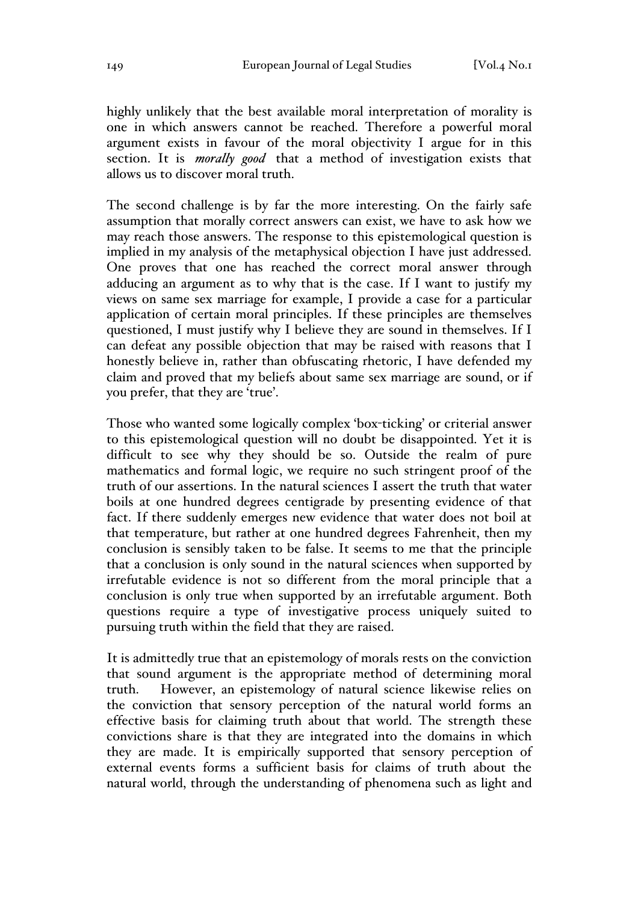highly unlikely that the best available moral interpretation of morality is one in which answers cannot be reached. Therefore a powerful moral argument exists in favour of the moral objectivity I argue for in this section. It is *morally good* that a method of investigation exists that allows us to discover moral truth.

The second challenge is by far the more interesting. On the fairly safe assumption that morally correct answers can exist, we have to ask how we may reach those answers. The response to this epistemological question is implied in my analysis of the metaphysical objection I have just addressed. One proves that one has reached the correct moral answer through adducing an argument as to why that is the case. If I want to justify my views on same sex marriage for example, I provide a case for a particular application of certain moral principles. If these principles are themselves questioned, I must justify why I believe they are sound in themselves. If I can defeat any possible objection that may be raised with reasons that I honestly believe in, rather than obfuscating rhetoric, I have defended my claim and proved that my beliefs about same sex marriage are sound, or if you prefer, that they are 'true'.

Those who wanted some logically complex 'box-ticking' or criterial answer to this epistemological question will no doubt be disappointed. Yet it is difficult to see why they should be so. Outside the realm of pure mathematics and formal logic, we require no such stringent proof of the truth of our assertions. In the natural sciences I assert the truth that water boils at one hundred degrees centigrade by presenting evidence of that fact. If there suddenly emerges new evidence that water does not boil at that temperature, but rather at one hundred degrees Fahrenheit, then my conclusion is sensibly taken to be false. It seems to me that the principle that a conclusion is only sound in the natural sciences when supported by irrefutable evidence is not so different from the moral principle that a conclusion is only true when supported by an irrefutable argument. Both questions require a type of investigative process uniquely suited to pursuing truth within the field that they are raised.

It is admittedly true that an epistemology of morals rests on the conviction that sound argument is the appropriate method of determining moral truth. However, an epistemology of natural science likewise relies on the conviction that sensory perception of the natural world forms an effective basis for claiming truth about that world. The strength these convictions share is that they are integrated into the domains in which they are made. It is empirically supported that sensory perception of external events forms a sufficient basis for claims of truth about the natural world, through the understanding of phenomena such as light and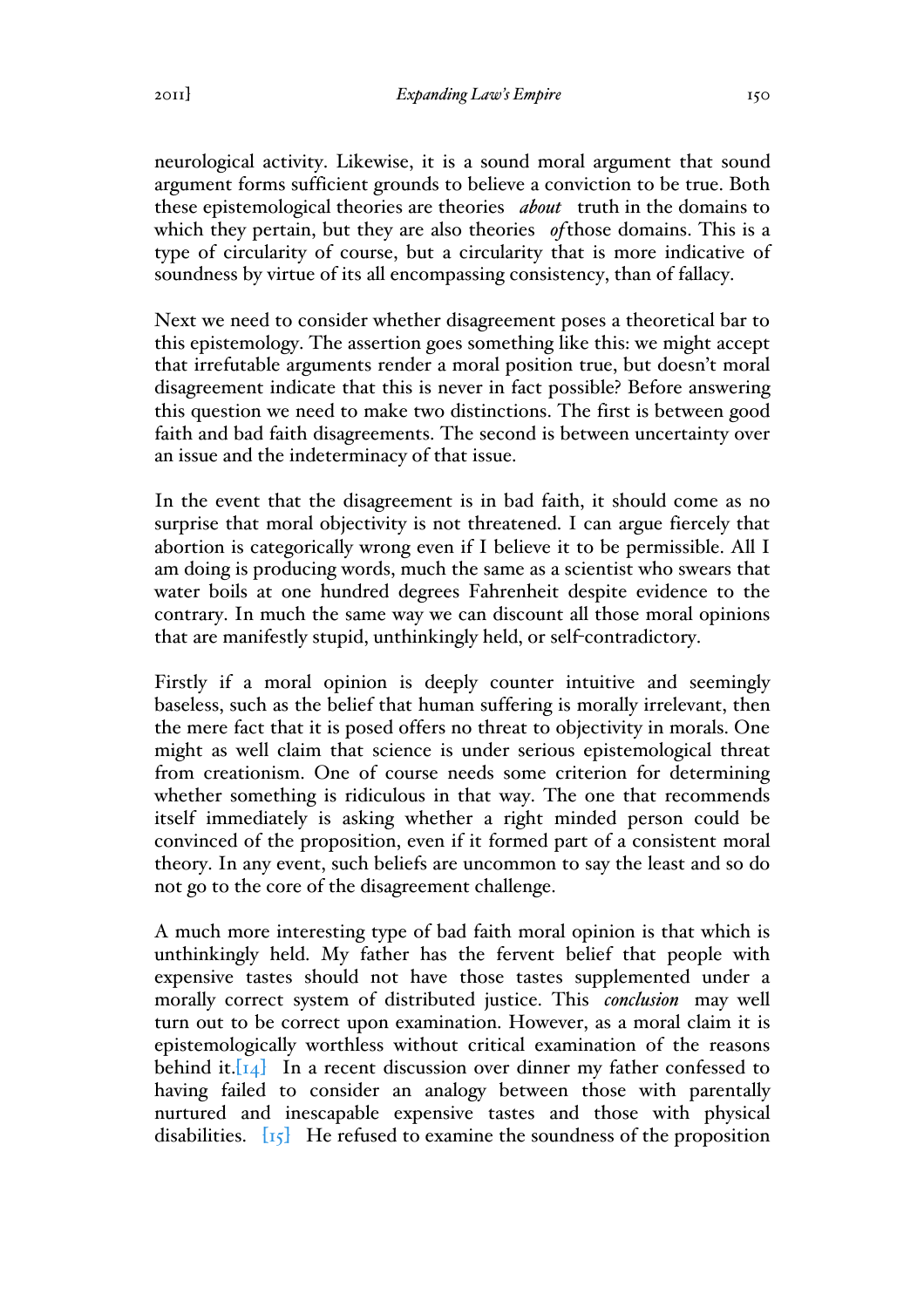neurological activity. Likewise, it is a sound moral argument that sound argument forms sufficient grounds to believe a conviction to be true. Both these epistemological theories are theories *about* truth in the domains to which they pertain, but they are also theories *of* those domains. This is a type of circularity of course, but a circularity that is more indicative of soundness by virtue of its all encompassing consistency, than of fallacy.

Next we need to consider whether disagreement poses a theoretical bar to this epistemology. The assertion goes something like this: we might accept that irrefutable arguments render a moral position true, but doesn't moral disagreement indicate that this is never in fact possible? Before answering this question we need to make two distinctions. The first is between good faith and bad faith disagreements. The second is between uncertainty over an issue and the indeterminacy of that issue.

In the event that the disagreement is in bad faith, it should come as no surprise that moral objectivity is not threatened. I can argue fiercely that abortion is categorically wrong even if I believe it to be permissible. All I am doing is producing words, much the same as a scientist who swears that water boils at one hundred degrees Fahrenheit despite evidence to the contrary. In much the same way we can discount all those moral opinions that are manifestly stupid, unthinkingly held, or self-contradictory.

Firstly if a moral opinion is deeply counter intuitive and seemingly baseless, such as the belief that human suffering is morally irrelevant, then the mere fact that it is posed offers no threat to objectivity in morals. One might as well claim that science is under serious epistemological threat from creationism. One of course needs some criterion for determining whether something is ridiculous in that way. The one that recommends itself immediately is asking whether a right minded person could be convinced of the proposition, even if it formed part of a consistent moral theory. In any event, such beliefs are uncommon to say the least and so do not go to the core of the disagreement challenge.

A much more interesting type of bad faith moral opinion is that which is unthinkingly held. My father has the fervent belief that people with expensive tastes should not have those tastes supplemented under a morally correct system of distributed justice. This *conclusion* may well turn out to be correct upon examination. However, as a moral claim it is epistemologically worthless without critical examination of the reasons behind it.[14] In a recent discussion over dinner my father confessed to having failed to consider an analogy between those with parentally nurtured and inescapable expensive tastes and those with physical disabilities. [15] He refused to examine the soundness of the proposition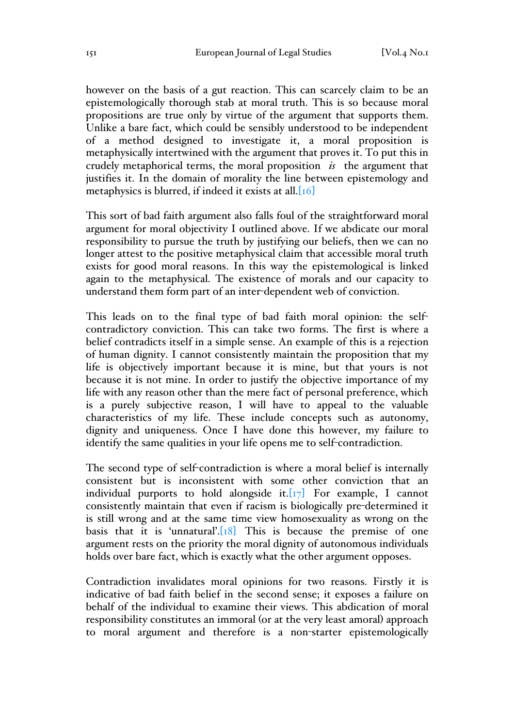however on the basis of a gut reaction. This can scarcely claim to be an epistemologically thorough stab at moral truth. This is so because moral propositions are true only by virtue of the argument that supports them. Unlike a bare fact, which could be sensibly understood to be independent of a method designed to investigate it, a moral proposition is metaphysically intertwined with the argument that proves it. To put this in crudely metaphorical terms, the moral proposition *is* the argument that justifies it. In the domain of morality the line between epistemology and metaphysics is blurred, if indeed it exists at all.[16]

This sort of bad faith argument also falls foul of the straightforward moral argument for moral objectivity I outlined above. If we abdicate our moral responsibility to pursue the truth by justifying our beliefs, then we can no longer attest to the positive metaphysical claim that accessible moral truth exists for good moral reasons. In this way the epistemological is linked again to the metaphysical. The existence of morals and our capacity to understand them form part of an inter-dependent web of conviction.

This leads on to the final type of bad faith moral opinion: the self-contradictory conviction. This can take two forms. The first is where a belief contradicts itself in a simple sense. An example of this is a rejection of human dignity. I cannot consistently maintain the proposition that my life is objectively important because it is mine, but that yours is not because it is not mine. In order to justify the objective importance of my life with any reason other than the mere fact of personal preference, which is a purely subjective reason, I will have to appeal to the valuable characteristics of my life. These include concepts such as autonomy, dignity and uniqueness. Once I have done this however, my failure to identify the same qualities in your life opens me to self-contradiction.

The second type of self-contradiction is where a moral belief is internally consistent but is inconsistent with some other conviction that an individual purports to hold alongside it.[17] For example, I cannot consistently maintain that even if racism is biologically pre-determined it is still wrong and at the same time view homosexuality as wrong on the basis that it is 'unnatural'.[18] This is because the premise of one argument rests on the priority the moral dignity of autonomous individuals holds over bare fact, which is exactly what the other argument opposes.

Contradiction invalidates moral opinions for two reasons. Firstly it is indicative of bad faith belief in the second sense; it exposes a failure on behalf of the individual to examine their views. This abdication of moral responsibility constitutes an immoral (or at the very least amoral) approach to moral argument and therefore is a non-starter epistemologically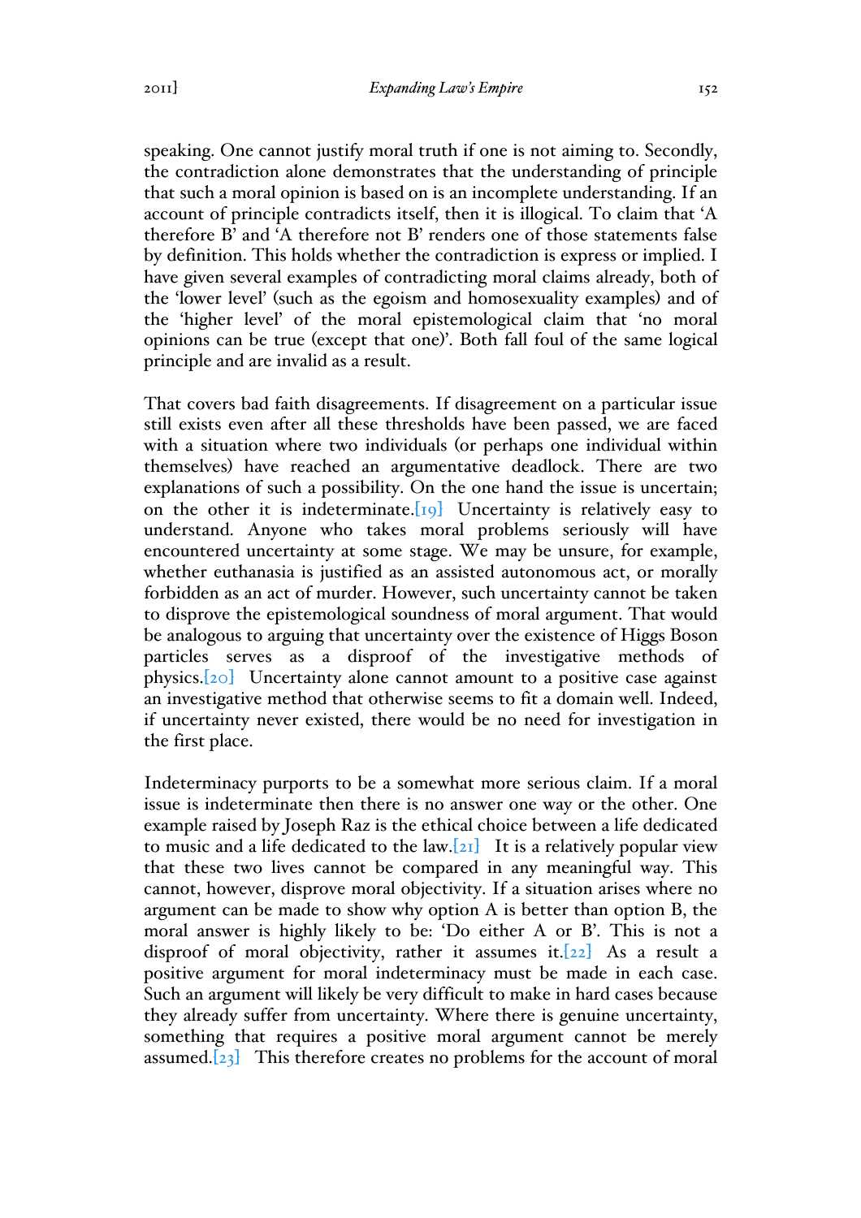speaking. One cannot justify moral truth if one is not aiming to. Secondly, the contradiction alone demonstrates that the understanding of principle that such a moral opinion is based on is an incomplete understanding. If an account of principle contradicts itself, then it is illogical. To claim that 'A therefore B' and 'A therefore not B' renders one of those statements false by definition. This holds whether the contradiction is express or implied. I have given several examples of contradicting moral claims already, both of the 'lower level' (such as the egoism and homosexuality examples) and of the 'higher level' of the moral epistemological claim that 'no moral opinions can be true (except that one)'. Both fall foul of the same logical principle and are invalid as a result.

That covers bad faith disagreements. If disagreement on a particular issue still exists even after all these thresholds have been passed, we are faced with a situation where two individuals (or perhaps one individual within themselves) have reached an argumentative deadlock. There are two explanations of such a possibility. On the one hand the issue is uncertain; on the other it is indeterminate.[19] Uncertainty is relatively easy to understand. Anyone who takes moral problems seriously will have encountered uncertainty at some stage. We may be unsure, for example, whether euthanasia is justified as an assisted autonomous act, or morally forbidden as an act of murder. However, such uncertainty cannot be taken to disprove the epistemological soundness of moral argument. That would be analogous to arguing that uncertainty over the existence of Higgs Boson particles serves as a disproof of the investigative methods of physics.[20] Uncertainty alone cannot amount to a positive case against an investigative method that otherwise seems to fit a domain well. Indeed, if uncertainty never existed, there would be no need for investigation in the first place.

Indeterminacy purports to be a somewhat more serious claim. If a moral issue is indeterminate then there is no answer one way or the other. One example raised by Joseph Raz is the ethical choice between a life dedicated to music and a life dedicated to the law.[21] It is a relatively popular view that these two lives cannot be compared in any meaningful way. This cannot, however, disprove moral objectivity. If a situation arises where no argument can be made to show why option A is better than option B, the moral answer is highly likely to be: 'Do either A or B'. This is not a disproof of moral objectivity, rather it assumes it.[22] As a result a positive argument for moral indeterminacy must be made in each case. Such an argument will likely be very difficult to make in hard cases because they already suffer from uncertainty. Where there is genuine uncertainty, something that requires a positive moral argument cannot be merely assumed.[23] This therefore creates no problems for the account of moral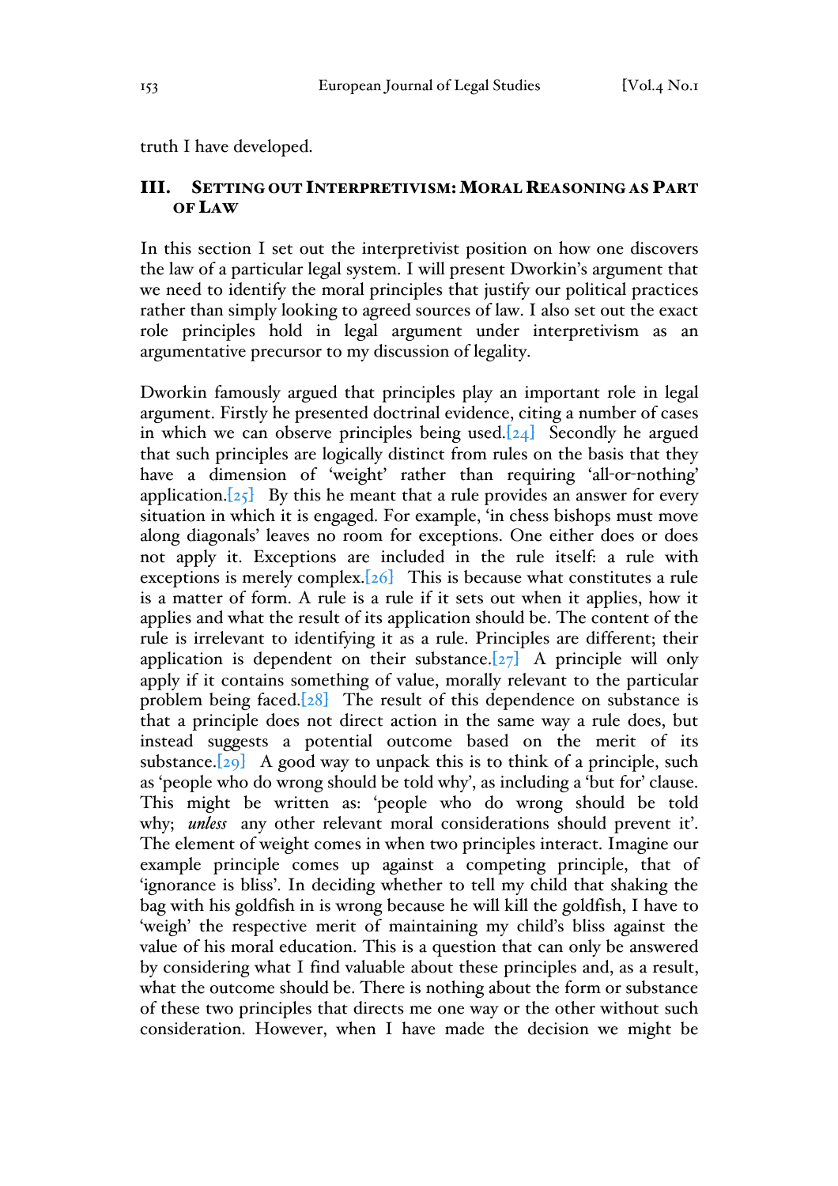truth I have developed.

## III. Setting out Interpretivism: Moral Reasoning as Part of Law

In this section I set out the interpretivist position on how one discovers the law of a particular legal system. I will present Dworkin's argument that we need to identify the moral principles that justify our political practices rather than simply looking to agreed sources of law. I also set out the exact role principles hold in legal argument under interpretivism as an argumentative precursor to my discussion of legality.

Dworkin famously argued that principles play an important role in legal argument. Firstly he presented doctrinal evidence, citing a number of cases in which we can observe principles being used.[24] Secondly he argued that such principles are logically distinct from rules on the basis that they have a dimension of 'weight' rather than requiring 'all-or-nothing' application.[25] By this he meant that a rule provides an answer for every situation in which it is engaged. For example, 'in chess bishops must move along diagonals' leaves no room for exceptions. One either does or does not apply it. Exceptions are included in the rule itself: a rule with exceptions is merely complex.[26] This is because what constitutes a rule is a matter of form. A rule is a rule if it sets out when it applies, how it applies and what the result of its application should be. The content of the rule is irrelevant to identifying it as a rule. Principles are different; their application is dependent on their substance.[27] A principle will only apply if it contains something of value, morally relevant to the particular problem being faced.[28] The result of this dependence on substance is that a principle does not direct action in the same way a rule does, but instead suggests a potential outcome based on the merit of its substance.[29] A good way to unpack this is to think of a principle, such as 'people who do wrong should be told why', as including a 'but for' clause. This might be written as: 'people who do wrong should be told why; ***unless*** any other relevant moral considerations should prevent it'. The element of weight comes in when two principles interact. Imagine our example principle comes up against a competing principle, that of 'ignorance is bliss'. In deciding whether to tell my child that shaking the bag with his goldfish in is wrong because he will kill the goldfish, I have to 'weigh' the respective merit of maintaining my child's bliss against the value of his moral education. This is a question that can only be answered by considering what I find valuable about these principles and, as a result, what the outcome should be. There is nothing about the form or substance of these two principles that directs me one way or the other without such consideration. However, when I have made the decision we might be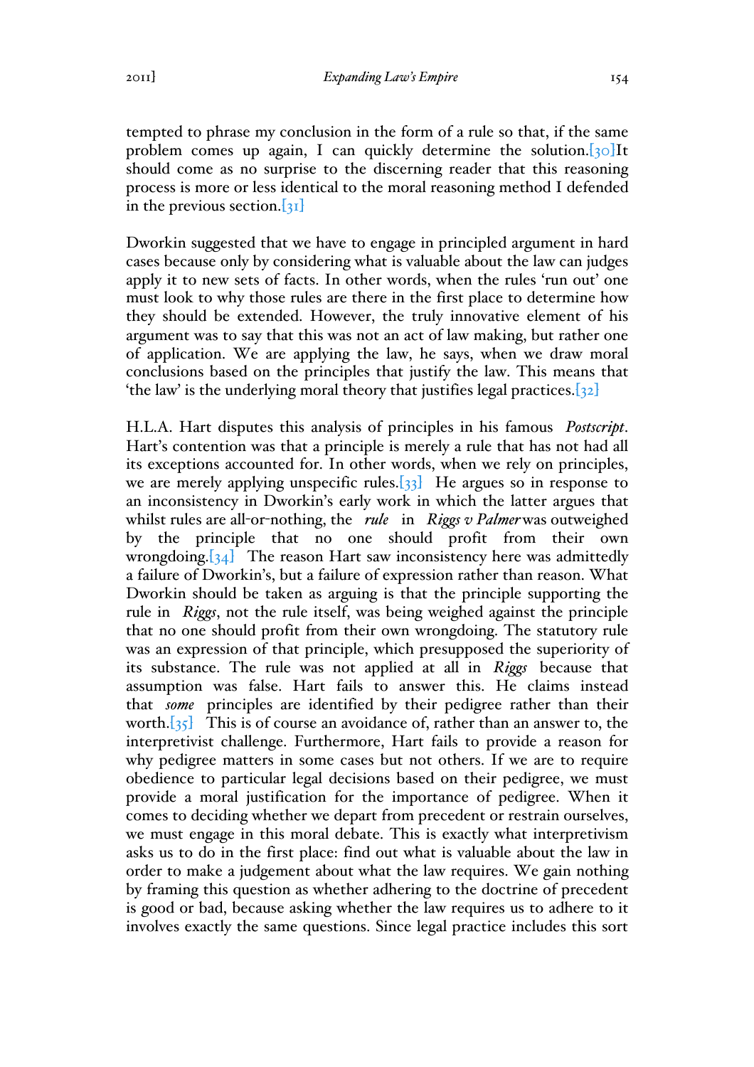tempted to phrase my conclusion in the form of a rule so that, if the same problem comes up again, I can quickly determine the solution.[30]It should come as no surprise to the discerning reader that this reasoning process is more or less identical to the moral reasoning method I defended in the previous section.[31]

Dworkin suggested that we have to engage in principled argument in hard cases because only by considering what is valuable about the law can judges apply it to new sets of facts. In other words, when the rules 'run out' one must look to why those rules are there in the first place to determine how they should be extended. However, the truly innovative element of his argument was to say that this was not an act of law making, but rather one of application. We are applying the law, he says, when we draw moral conclusions based on the principles that justify the law. This means that 'the law' is the underlying moral theory that justifies legal practices.[32]

H.L.A. Hart disputes this analysis of principles in his famous *Postscript*. Hart's contention was that a principle is merely a rule that has not had all its exceptions accounted for. In other words, when we rely on principles, we are merely applying unspecific rules.[33] He argues so in response to an inconsistency in Dworkin's early work in which the latter argues that whilst rules are all-or-nothing, the *rule* in *Riggs v Palmer* was outweighed by the principle that no one should profit from their own wrongdoing.[34] The reason Hart saw inconsistency here was admittedly a failure of Dworkin's, but a failure of expression rather than reason. What Dworkin should be taken as arguing is that the principle supporting the rule in *Riggs*, not the rule itself, was being weighed against the principle that no one should profit from their own wrongdoing. The statutory rule was an expression of that principle, which presupposed the superiority of its substance. The rule was not applied at all in *Riggs* because that assumption was false. Hart fails to answer this. He claims instead that *some* principles are identified by their pedigree rather than their worth.[35] This is of course an avoidance of, rather than an answer to, the interpretivist challenge. Furthermore, Hart fails to provide a reason for why pedigree matters in some cases but not others. If we are to require obedience to particular legal decisions based on their pedigree, we must provide a moral justification for the importance of pedigree. When it comes to deciding whether we depart from precedent or restrain ourselves, we must engage in this moral debate. This is exactly what interpretivism asks us to do in the first place: find out what is valuable about the law in order to make a judgement about what the law requires. We gain nothing by framing this question as whether adhering to the doctrine of precedent is good or bad, because asking whether the law requires us to adhere to it involves exactly the same questions. Since legal practice includes this sort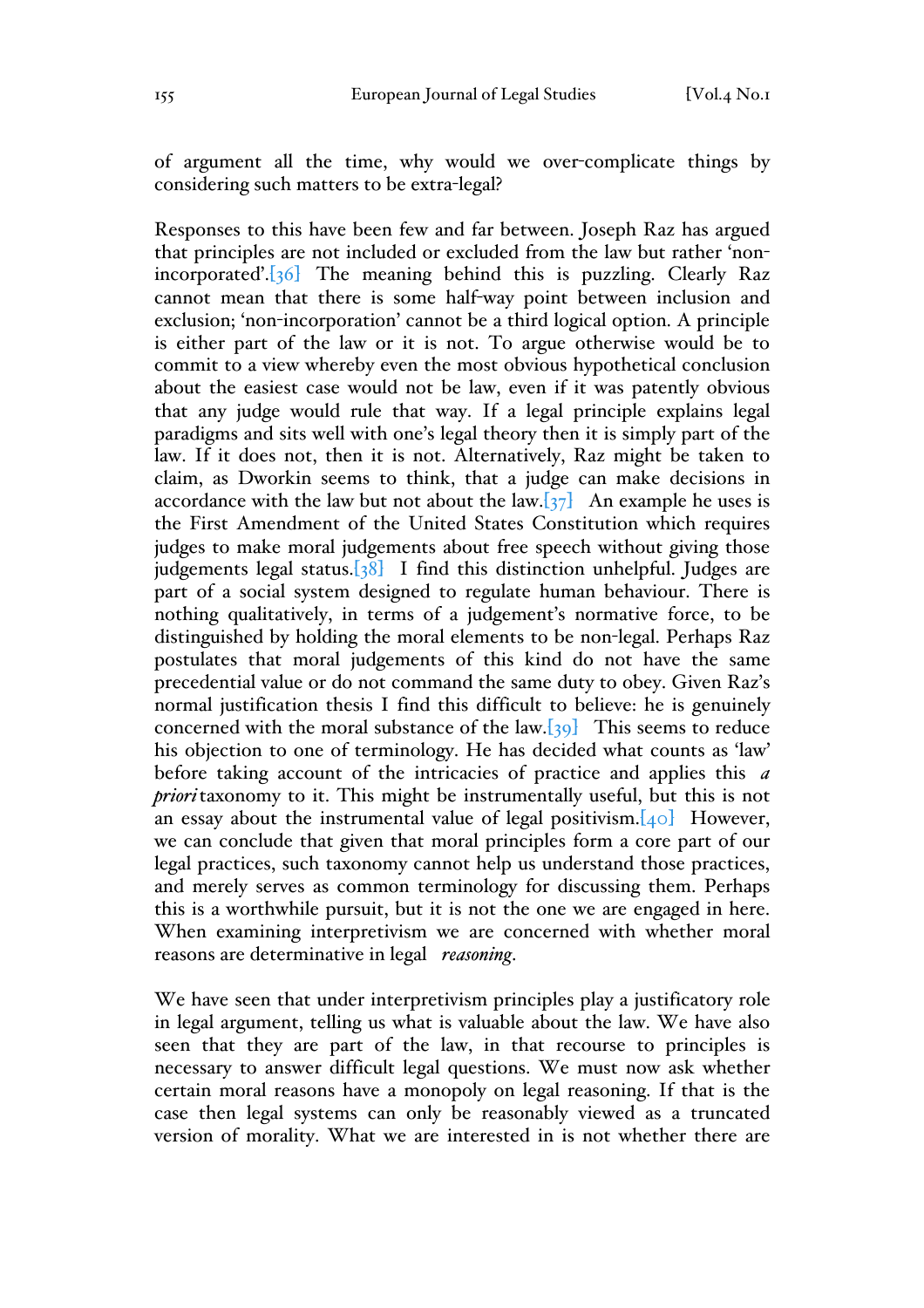of argument all the time, why would we over-complicate things by considering such matters to be extra-legal?

Responses to this have been few and far between. Joseph Raz has argued that principles are not included or excluded from the law but rather 'non-incorporated'.[36] The meaning behind this is puzzling. Clearly Raz cannot mean that there is some half-way point between inclusion and exclusion; 'non-incorporation' cannot be a third logical option. A principle is either part of the law or it is not. To argue otherwise would be to commit to a view whereby even the most obvious hypothetical conclusion about the easiest case would not be law, even if it was patently obvious that any judge would rule that way. If a legal principle explains legal paradigms and sits well with one's legal theory then it is simply part of the law. If it does not, then it is not. Alternatively, Raz might be taken to claim, as Dworkin seems to think, that a judge can make decisions in accordance with the law but not about the law.[37] An example he uses is the First Amendment of the United States Constitution which requires judges to make moral judgements about free speech without giving those judgements legal status.[38] I find this distinction unhelpful. Judges are part of a social system designed to regulate human behaviour. There is nothing qualitatively, in terms of a judgement's normative force, to be distinguished by holding the moral elements to be non-legal. Perhaps Raz postulates that moral judgements of this kind do not have the same precedential value or do not command the same duty to obey. Given Raz's normal justification thesis I find this difficult to believe: he is genuinely concerned with the moral substance of the law.[39] This seems to reduce his objection to one of terminology. He has decided what counts as 'law' before taking account of the intricacies of practice and applies this *a priori* taxonomy to it. This might be instrumentally useful, but this is not an essay about the instrumental value of legal positivism.[40] However, we can conclude that given that moral principles form a core part of our legal practices, such taxonomy cannot help us understand those practices, and merely serves as common terminology for discussing them. Perhaps this is a worthwhile pursuit, but it is not the one we are engaged in here. When examining interpretivism we are concerned with whether moral reasons are determinative in legal *reasoning*.

We have seen that under interpretivism principles play a justificatory role in legal argument, telling us what is valuable about the law. We have also seen that they are part of the law, in that recourse to principles is necessary to answer difficult legal questions. We must now ask whether certain moral reasons have a monopoly on legal reasoning. If that is the case then legal systems can only be reasonably viewed as a truncated version of morality. What we are interested in is not whether there are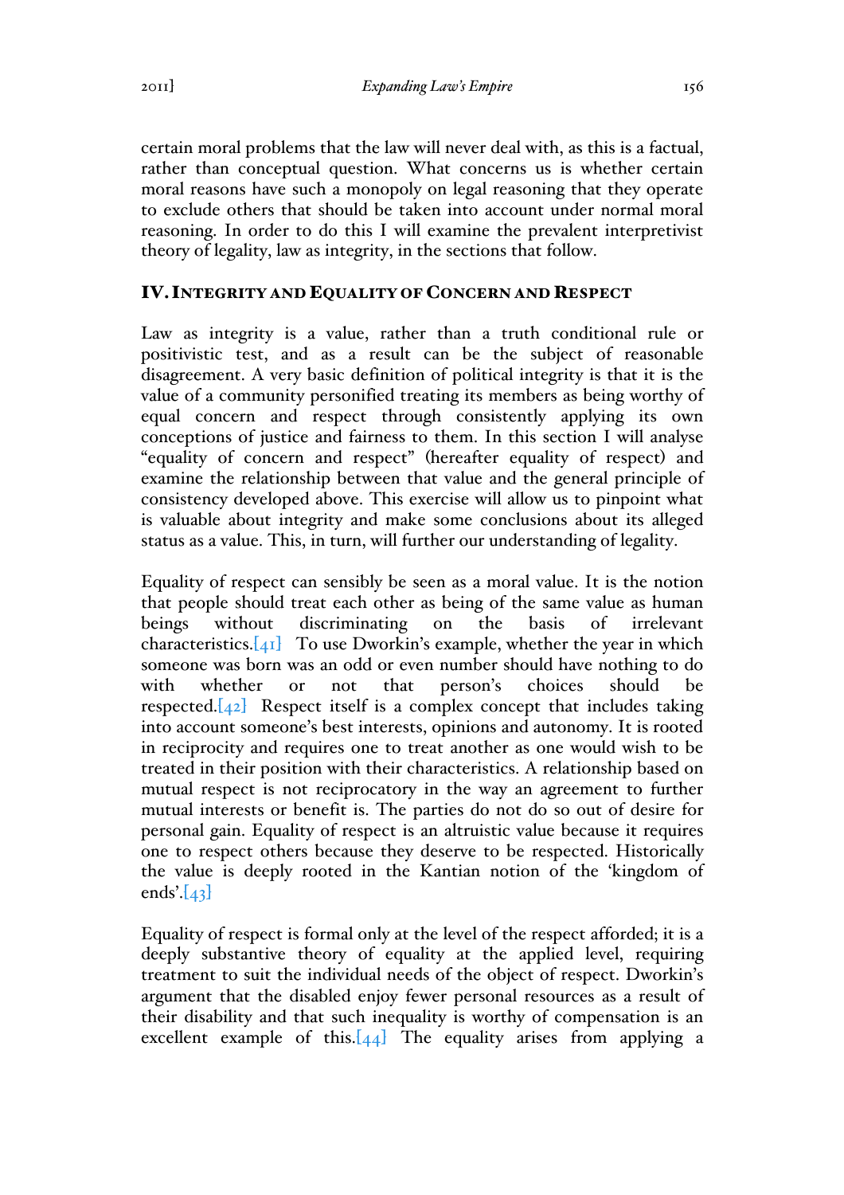certain moral problems that the law will never deal with, as this is a factual, rather than conceptual question. What concerns us is whether certain moral reasons have such a monopoly on legal reasoning that they operate to exclude others that should be taken into account under normal moral reasoning. In order to do this I will examine the prevalent interpretivist theory of legality, law as integrity, in the sections that follow.

## IV. Integrity and Equality of Concern and Respect

Law as integrity is a value, rather than a truth conditional rule or positivistic test, and as a result can be the subject of reasonable disagreement. A very basic definition of political integrity is that it is the value of a community personified treating its members as being worthy of equal concern and respect through consistently applying its own conceptions of justice and fairness to them. In this section I will analyse "equality of concern and respect" (hereafter equality of respect) and examine the relationship between that value and the general principle of consistency developed above. This exercise will allow us to pinpoint what is valuable about integrity and make some conclusions about its alleged status as a value. This, in turn, will further our understanding of legality.

Equality of respect can sensibly be seen as a moral value. It is the notion that people should treat each other as being of the same value as human beings without discriminating on the basis of irrelevant characteristics.[41] To use Dworkin's example, whether the year in which someone was born was an odd or even number should have nothing to do with whether or not that person's choices should be respected.[42] Respect itself is a complex concept that includes taking into account someone's best interests, opinions and autonomy. It is rooted in reciprocity and requires one to treat another as one would wish to be treated in their position with their characteristics. A relationship based on mutual respect is not reciprocatory in the way an agreement to further mutual interests or benefit is. The parties do not do so out of desire for personal gain. Equality of respect is an altruistic value because it requires one to respect others because they deserve to be respected. Historically the value is deeply rooted in the Kantian notion of the 'kingdom of ends'.[43]

Equality of respect is formal only at the level of the respect afforded; it is a deeply substantive theory of equality at the applied level, requiring treatment to suit the individual needs of the object of respect. Dworkin's argument that the disabled enjoy fewer personal resources as a result of their disability and that such inequality is worthy of compensation is an excellent example of this.[44] The equality arises from applying a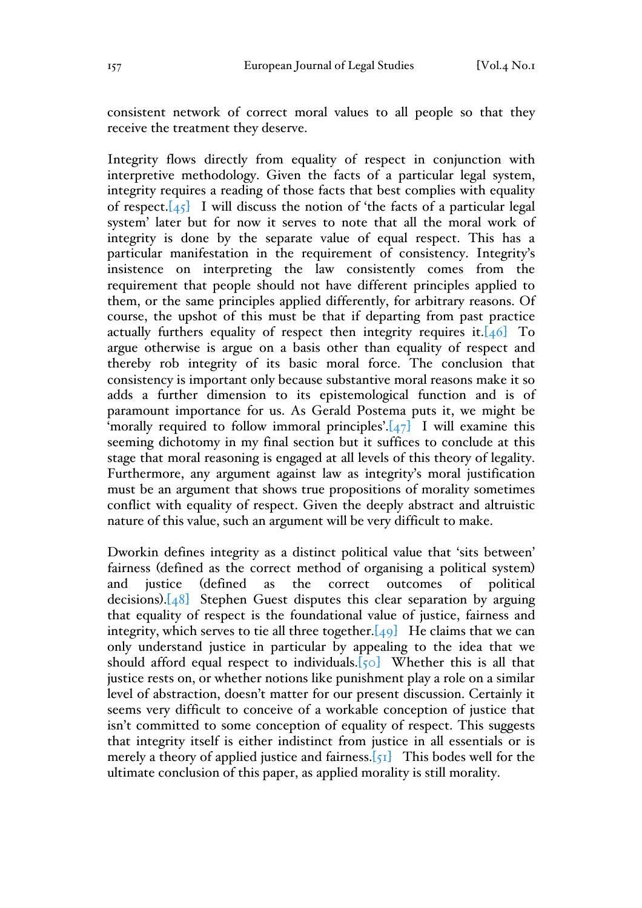consistent network of correct moral values to all people so that they receive the treatment they deserve.

Integrity flows directly from equality of respect in conjunction with interpretive methodology. Given the facts of a particular legal system, integrity requires a reading of those facts that best complies with equality of respect.[45] I will discuss the notion of 'the facts of a particular legal system' later but for now it serves to note that all the moral work of integrity is done by the separate value of equal respect. This has a particular manifestation in the requirement of consistency. Integrity's insistence on interpreting the law consistently comes from the requirement that people should not have different principles applied to them, or the same principles applied differently, for arbitrary reasons. Of course, the upshot of this must be that if departing from past practice actually furthers equality of respect then integrity requires it.[46] To argue otherwise is argue on a basis other than equality of respect and thereby rob integrity of its basic moral force. The conclusion that consistency is important only because substantive moral reasons make it so adds a further dimension to its epistemological function and is of paramount importance for us. As Gerald Postema puts it, we might be 'morally required to follow immoral principles'.[47] I will examine this seeming dichotomy in my final section but it suffices to conclude at this stage that moral reasoning is engaged at all levels of this theory of legality. Furthermore, any argument against law as integrity's moral justification must be an argument that shows true propositions of morality sometimes conflict with equality of respect. Given the deeply abstract and altruistic nature of this value, such an argument will be very difficult to make.

Dworkin defines integrity as a distinct political value that 'sits between' fairness (defined as the correct method of organising a political system) and justice (defined as the correct outcomes of political decisions).[48] Stephen Guest disputes this clear separation by arguing that equality of respect is the foundational value of justice, fairness and integrity, which serves to tie all three together.[49] He claims that we can only understand justice in particular by appealing to the idea that we should afford equal respect to individuals.[50] Whether this is all that justice rests on, or whether notions like punishment play a role on a similar level of abstraction, doesn't matter for our present discussion. Certainly it seems very difficult to conceive of a workable conception of justice that isn't committed to some conception of equality of respect. This suggests that integrity itself is either indistinct from justice in all essentials or is merely a theory of applied justice and fairness.[51] This bodes well for the ultimate conclusion of this paper, as applied morality is still morality.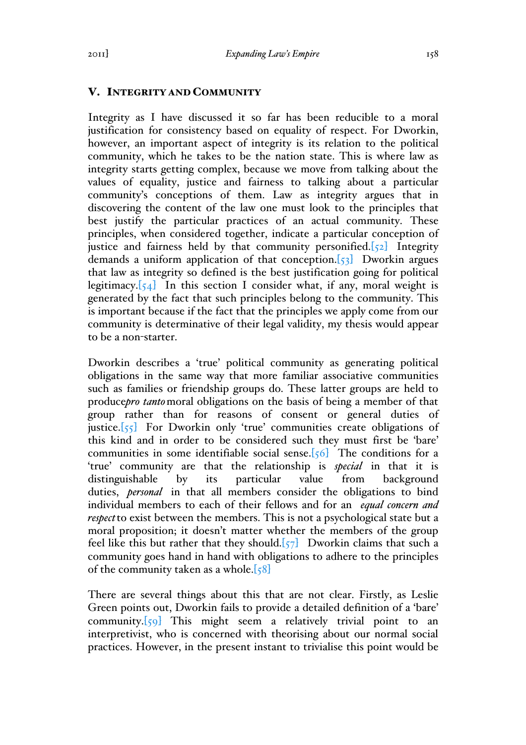## V. Integrity and Community

Integrity as I have discussed it so far has been reducible to a moral justification for consistency based on equality of respect. For Dworkin, however, an important aspect of integrity is its relation to the political community, which he takes to be the nation state. This is where law as integrity starts getting complex, because we move from talking about the values of equality, justice and fairness to talking about a particular community's conceptions of them. Law as integrity argues that in discovering the content of the law one must look to the principles that best justify the particular practices of an actual community. These principles, when considered together, indicate a particular conception of justice and fairness held by that community personified.[52] Integrity demands a uniform application of that conception.[53] Dworkin argues that law as integrity so defined is the best justification going for political legitimacy.[54] In this section I consider what, if any, moral weight is generated by the fact that such principles belong to the community. This is important because if the fact that the principles we apply come from our community is determinative of their legal validity, my thesis would appear to be a non-starter.

Dworkin describes a 'true' political community as generating political obligations in the same way that more familiar associative communities such as families or friendship groups do. These latter groups are held to produce *pro tanto* moral obligations on the basis of being a member of that group rather than for reasons of consent or general duties of justice.[55] For Dworkin only 'true' communities create obligations of this kind and in order to be considered such they must first be 'bare' communities in some identifiable social sense.[56] The conditions for a 'true' community are that the relationship is *special* in that it is distinguishable by its particular value from background duties, *personal* in that all members consider the obligations to bind individual members to each of their fellows and for an *equal concern and respect* to exist between the members. This is not a psychological state but a moral proposition; it doesn't matter whether the members of the group feel like this but rather that they should.[57] Dworkin claims that such a community goes hand in hand with obligations to adhere to the principles of the community taken as a whole.[58]

There are several things about this that are not clear. Firstly, as Leslie Green points out, Dworkin fails to provide a detailed definition of a 'bare' community.[59] This might seem a relatively trivial point to an interpretivist, who is concerned with theorising about our normal social practices. However, in the present instant to trivialise this point would be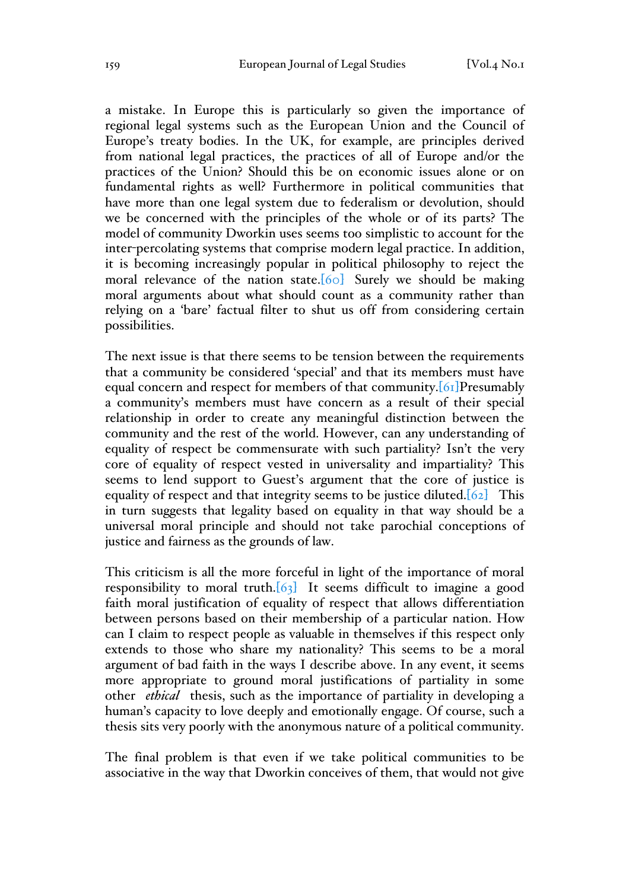a mistake. In Europe this is particularly so given the importance of regional legal systems such as the European Union and the Council of Europe's treaty bodies. In the UK, for example, are principles derived from national legal practices, the practices of all of Europe and/or the practices of the Union? Should this be on economic issues alone or on fundamental rights as well? Furthermore in political communities that have more than one legal system due to federalism or devolution, should we be concerned with the principles of the whole or of its parts? The model of community Dworkin uses seems too simplistic to account for the inter-percolating systems that comprise modern legal practice. In addition, it is becoming increasingly popular in political philosophy to reject the moral relevance of the nation state.[60] Surely we should be making moral arguments about what should count as a community rather than relying on a 'bare' factual filter to shut us off from considering certain possibilities.

The next issue is that there seems to be tension between the requirements that a community be considered 'special' and that its members must have equal concern and respect for members of that community.[61]Presumably a community's members must have concern as a result of their special relationship in order to create any meaningful distinction between the community and the rest of the world. However, can any understanding of equality of respect be commensurate with such partiality? Isn't the very core of equality of respect vested in universality and impartiality? This seems to lend support to Guest's argument that the core of justice is equality of respect and that integrity seems to be justice diluted.[62] This in turn suggests that legality based on equality in that way should be a universal moral principle and should not take parochial conceptions of justice and fairness as the grounds of law.

This criticism is all the more forceful in light of the importance of moral responsibility to moral truth.[63] It seems difficult to imagine a good faith moral justification of equality of respect that allows differentiation between persons based on their membership of a particular nation. How can I claim to respect people as valuable in themselves if this respect only extends to those who share my nationality? This seems to be a moral argument of bad faith in the ways I describe above. In any event, it seems more appropriate to ground moral justifications of partiality in some other *ethical* thesis, such as the importance of partiality in developing a human's capacity to love deeply and emotionally engage. Of course, such a thesis sits very poorly with the anonymous nature of a political community.

The final problem is that even if we take political communities to be associative in the way that Dworkin conceives of them, that would not give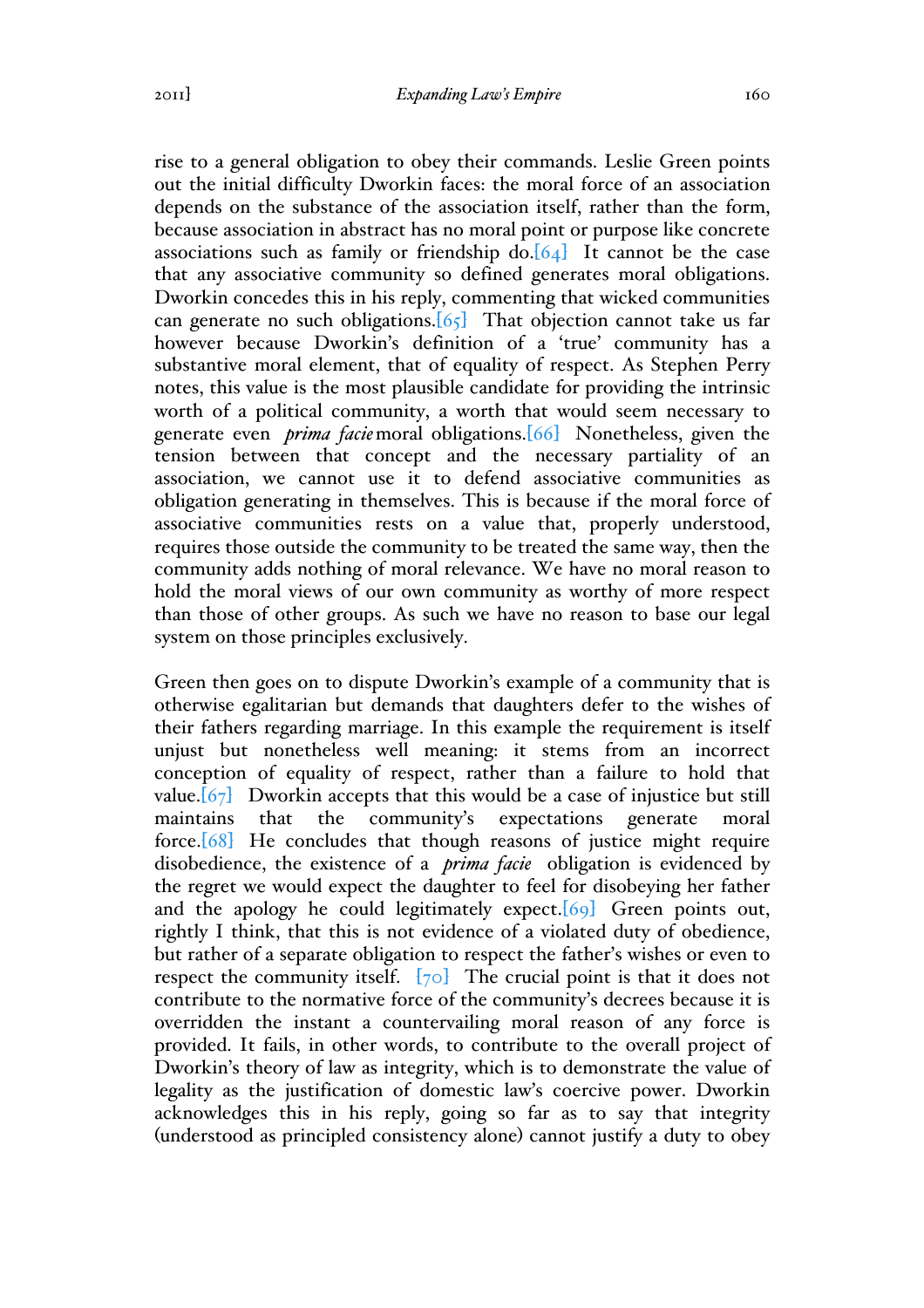rise to a general obligation to obey their commands. Leslie Green points out the initial difficulty Dworkin faces: the moral force of an association depends on the substance of the association itself, rather than the form, because association in abstract has no moral point or purpose like concrete associations such as family or friendship do.[64] It cannot be the case that any associative community so defined generates moral obligations. Dworkin concedes this in his reply, commenting that wicked communities can generate no such obligations.[65] That objection cannot take us far however because Dworkin's definition of a 'true' community has a substantive moral element, that of equality of respect. As Stephen Perry notes, this value is the most plausible candidate for providing the intrinsic worth of a political community, a worth that would seem necessary to generate even *prima facie* moral obligations.[66] Nonetheless, given the tension between that concept and the necessary partiality of an association, we cannot use it to defend associative communities as obligation generating in themselves. This is because if the moral force of associative communities rests on a value that, properly understood, requires those outside the community to be treated the same way, then the community adds nothing of moral relevance. We have no moral reason to hold the moral views of our own community as worthy of more respect than those of other groups. As such we have no reason to base our legal system on those principles exclusively.

Green then goes on to dispute Dworkin's example of a community that is otherwise egalitarian but demands that daughters defer to the wishes of their fathers regarding marriage. In this example the requirement is itself unjust but nonetheless well meaning: it stems from an incorrect conception of equality of respect, rather than a failure to hold that value.[67] Dworkin accepts that this would be a case of injustice but still maintains that the community's expectations generate moral force.[68] He concludes that though reasons of justice might require disobedience, the existence of a *prima facie* obligation is evidenced by the regret we would expect the daughter to feel for disobeying her father and the apology he could legitimately expect.[69] Green points out, rightly I think, that this is not evidence of a violated duty of obedience, but rather of a separate obligation to respect the father's wishes or even to respect the community itself. [70] The crucial point is that it does not contribute to the normative force of the community's decrees because it is overridden the instant a countervailing moral reason of any force is provided. It fails, in other words, to contribute to the overall project of Dworkin's theory of law as integrity, which is to demonstrate the value of legality as the justification of domestic law's coercive power. Dworkin acknowledges this in his reply, going so far as to say that integrity (understood as principled consistency alone) cannot justify a duty to obey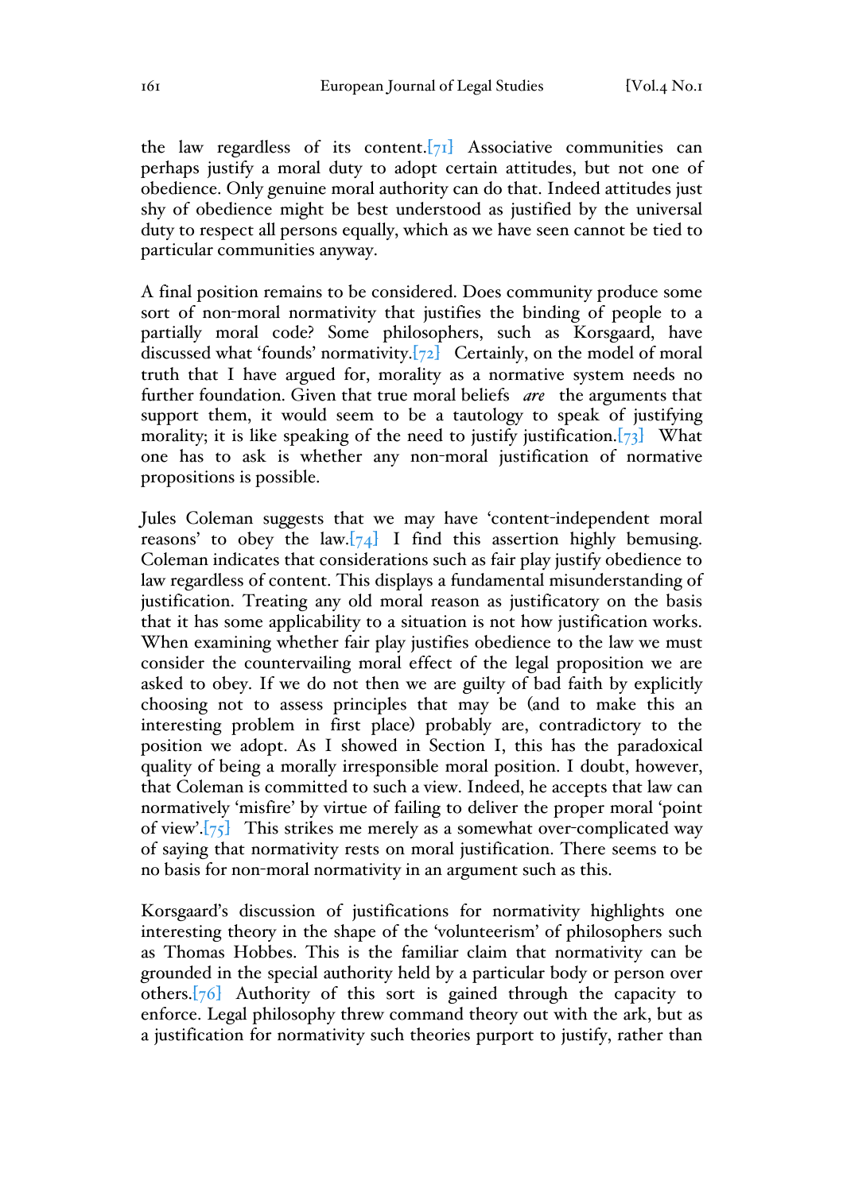the law regardless of its content.[71] Associative communities can perhaps justify a moral duty to adopt certain attitudes, but not one of obedience. Only genuine moral authority can do that. Indeed attitudes just shy of obedience might be best understood as justified by the universal duty to respect all persons equally, which as we have seen cannot be tied to particular communities anyway.

A final position remains to be considered. Does community produce some sort of non-moral normativity that justifies the binding of people to a partially moral code? Some philosophers, such as Korsgaard, have discussed what 'founds' normativity.[72] Certainly, on the model of moral truth that I have argued for, morality as a normative system needs no further foundation. Given that true moral beliefs *are* the arguments that support them, it would seem to be a tautology to speak of justifying morality; it is like speaking of the need to justify justification.[73] What one has to ask is whether any non-moral justification of normative propositions is possible.

Jules Coleman suggests that we may have 'content-independent moral reasons' to obey the law.[74] I find this assertion highly bemusing. Coleman indicates that considerations such as fair play justify obedience to law regardless of content. This displays a fundamental misunderstanding of justification. Treating any old moral reason as justificatory on the basis that it has some applicability to a situation is not how justification works. When examining whether fair play justifies obedience to the law we must consider the countervailing moral effect of the legal proposition we are asked to obey. If we do not then we are guilty of bad faith by explicitly choosing not to assess principles that may be (and to make this an interesting problem in first place) probably are, contradictory to the position we adopt. As I showed in Section I, this has the paradoxical quality of being a morally irresponsible moral position. I doubt, however, that Coleman is committed to such a view. Indeed, he accepts that law can normatively 'misfire' by virtue of failing to deliver the proper moral 'point of view'.[75] This strikes me merely as a somewhat over-complicated way of saying that normativity rests on moral justification. There seems to be no basis for non-moral normativity in an argument such as this.

Korsgaard's discussion of justifications for normativity highlights one interesting theory in the shape of the 'volunteerism' of philosophers such as Thomas Hobbes. This is the familiar claim that normativity can be grounded in the special authority held by a particular body or person over others.[76] Authority of this sort is gained through the capacity to enforce. Legal philosophy threw command theory out with the ark, but as a justification for normativity such theories purport to justify, rather than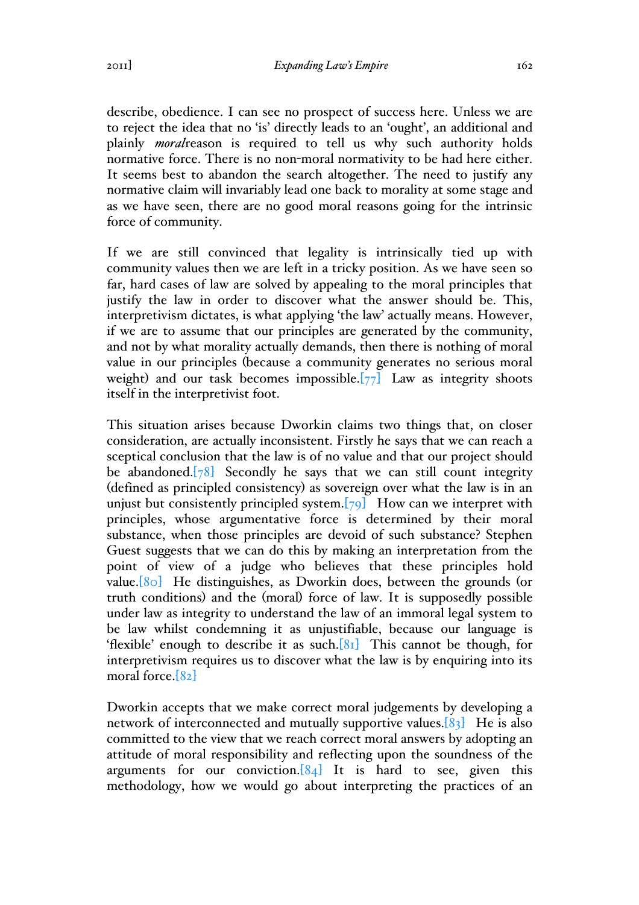describe, obedience. I can see no prospect of success here. Unless we are to reject the idea that no 'is' directly leads to an 'ought', an additional and plainly *moral*reason is required to tell us why such authority holds normative force. There is no non-moral normativity to be had here either. It seems best to abandon the search altogether. The need to justify any normative claim will invariably lead one back to morality at some stage and as we have seen, there are no good moral reasons going for the intrinsic force of community.

If we are still convinced that legality is intrinsically tied up with community values then we are left in a tricky position. As we have seen so far, hard cases of law are solved by appealing to the moral principles that justify the law in order to discover what the answer should be. This, interpretivism dictates, is what applying 'the law' actually means. However, if we are to assume that our principles are generated by the community, and not by what morality actually demands, then there is nothing of moral value in our principles (because a community generates no serious moral weight) and our task becomes impossible.[77] Law as integrity shoots itself in the interpretivist foot.

This situation arises because Dworkin claims two things that, on closer consideration, are actually inconsistent. Firstly he says that we can reach a sceptical conclusion that the law is of no value and that our project should be abandoned.[78] Secondly he says that we can still count integrity (defined as principled consistency) as sovereign over what the law is in an unjust but consistently principled system.[79] How can we interpret with principles, whose argumentative force is determined by their moral substance, when those principles are devoid of such substance? Stephen Guest suggests that we can do this by making an interpretation from the point of view of a judge who believes that these principles hold value.[80] He distinguishes, as Dworkin does, between the grounds (or truth conditions) and the (moral) force of law. It is supposedly possible under law as integrity to understand the law of an immoral legal system to be law whilst condemning it as unjustifiable, because our language is 'flexible' enough to describe it as such.[81] This cannot be though, for interpretivism requires us to discover what the law is by enquiring into its moral force.[82]

Dworkin accepts that we make correct moral judgements by developing a network of interconnected and mutually supportive values.[83] He is also committed to the view that we reach correct moral answers by adopting an attitude of moral responsibility and reflecting upon the soundness of the arguments for our conviction.[84] It is hard to see, given this methodology, how we would go about interpreting the practices of an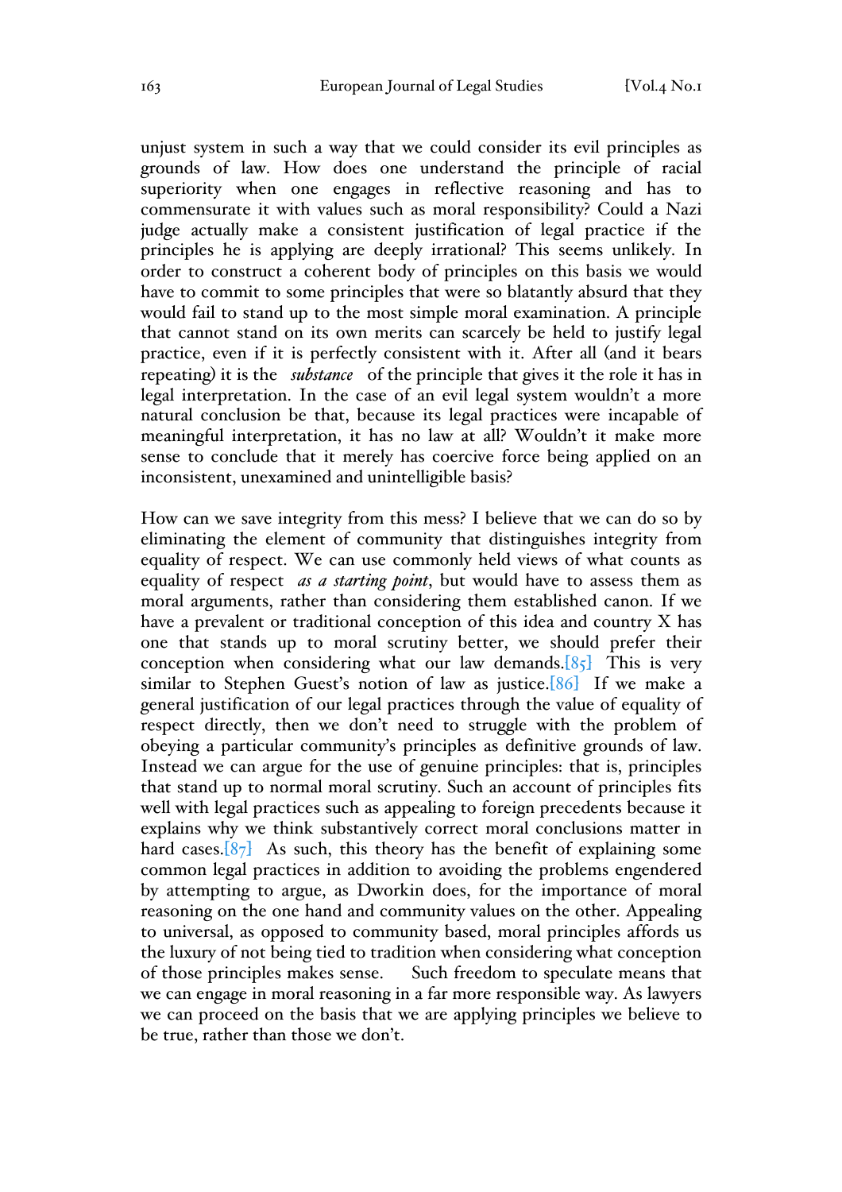unjust system in such a way that we could consider its evil principles as grounds of law. How does one understand the principle of racial superiority when one engages in reflective reasoning and has to commensurate it with values such as moral responsibility? Could a Nazi judge actually make a consistent justification of legal practice if the principles he is applying are deeply irrational? This seems unlikely. In order to construct a coherent body of principles on this basis we would have to commit to some principles that were so blatantly absurd that they would fail to stand up to the most simple moral examination. A principle that cannot stand on its own merits can scarcely be held to justify legal practice, even if it is perfectly consistent with it. After all (and it bears repeating) it is the *substance* of the principle that gives it the role it has in legal interpretation. In the case of an evil legal system wouldn't a more natural conclusion be that, because its legal practices were incapable of meaningful interpretation, it has no law at all? Wouldn't it make more sense to conclude that it merely has coercive force being applied on an inconsistent, unexamined and unintelligible basis?

How can we save integrity from this mess? I believe that we can do so by eliminating the element of community that distinguishes integrity from equality of respect. We can use commonly held views of what counts as equality of respect *as a starting point*, but would have to assess them as moral arguments, rather than considering them established canon. If we have a prevalent or traditional conception of this idea and country X has one that stands up to moral scrutiny better, we should prefer their conception when considering what our law demands.[85] This is very similar to Stephen Guest's notion of law as justice.[86] If we make a general justification of our legal practices through the value of equality of respect directly, then we don't need to struggle with the problem of obeying a particular community's principles as definitive grounds of law. Instead we can argue for the use of genuine principles: that is, principles that stand up to normal moral scrutiny. Such an account of principles fits well with legal practices such as appealing to foreign precedents because it explains why we think substantively correct moral conclusions matter in hard cases.[87] As such, this theory has the benefit of explaining some common legal practices in addition to avoiding the problems engendered by attempting to argue, as Dworkin does, for the importance of moral reasoning on the one hand and community values on the other. Appealing to universal, as opposed to community based, moral principles affords us the luxury of not being tied to tradition when considering what conception of those principles makes sense. Such freedom to speculate means that we can engage in moral reasoning in a far more responsible way. As lawyers we can proceed on the basis that we are applying principles we believe to be true, rather than those we don't.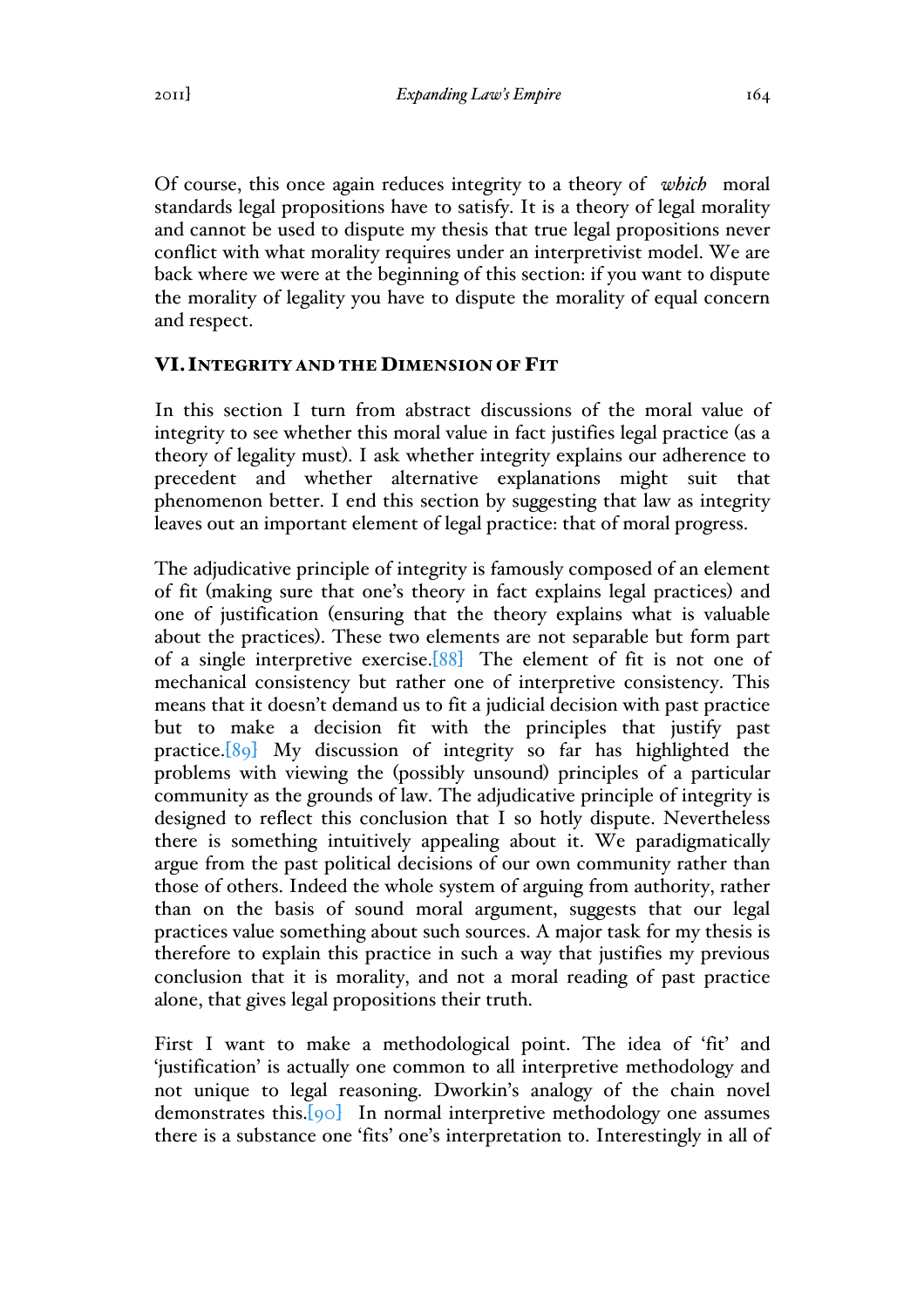Of course, this once again reduces integrity to a theory of *which* moral standards legal propositions have to satisfy. It is a theory of legal morality and cannot be used to dispute my thesis that true legal propositions never conflict with what morality requires under an interpretivist model. We are back where we were at the beginning of this section: if you want to dispute the morality of legality you have to dispute the morality of equal concern and respect.

## VI. Integrity and the Dimension of Fit

In this section I turn from abstract discussions of the moral value of integrity to see whether this moral value in fact justifies legal practice (as a theory of legality must). I ask whether integrity explains our adherence to precedent and whether alternative explanations might suit that phenomenon better. I end this section by suggesting that law as integrity leaves out an important element of legal practice: that of moral progress.

The adjudicative principle of integrity is famously composed of an element of fit (making sure that one's theory in fact explains legal practices) and one of justification (ensuring that the theory explains what is valuable about the practices). These two elements are not separable but form part of a single interpretive exercise.[88] The element of fit is not one of mechanical consistency but rather one of interpretive consistency. This means that it doesn't demand us to fit a judicial decision with past practice but to make a decision fit with the principles that justify past practice.[89] My discussion of integrity so far has highlighted the problems with viewing the (possibly unsound) principles of a particular community as the grounds of law. The adjudicative principle of integrity is designed to reflect this conclusion that I so hotly dispute. Nevertheless there is something intuitively appealing about it. We paradigmatically argue from the past political decisions of our own community rather than those of others. Indeed the whole system of arguing from authority, rather than on the basis of sound moral argument, suggests that our legal practices value something about such sources. A major task for my thesis is therefore to explain this practice in such a way that justifies my previous conclusion that it is morality, and not a moral reading of past practice alone, that gives legal propositions their truth.

First I want to make a methodological point. The idea of 'fit' and 'justification' is actually one common to all interpretive methodology and not unique to legal reasoning. Dworkin's analogy of the chain novel demonstrates this.[90] In normal interpretive methodology one assumes there is a substance one 'fits' one's interpretation to. Interestingly in all of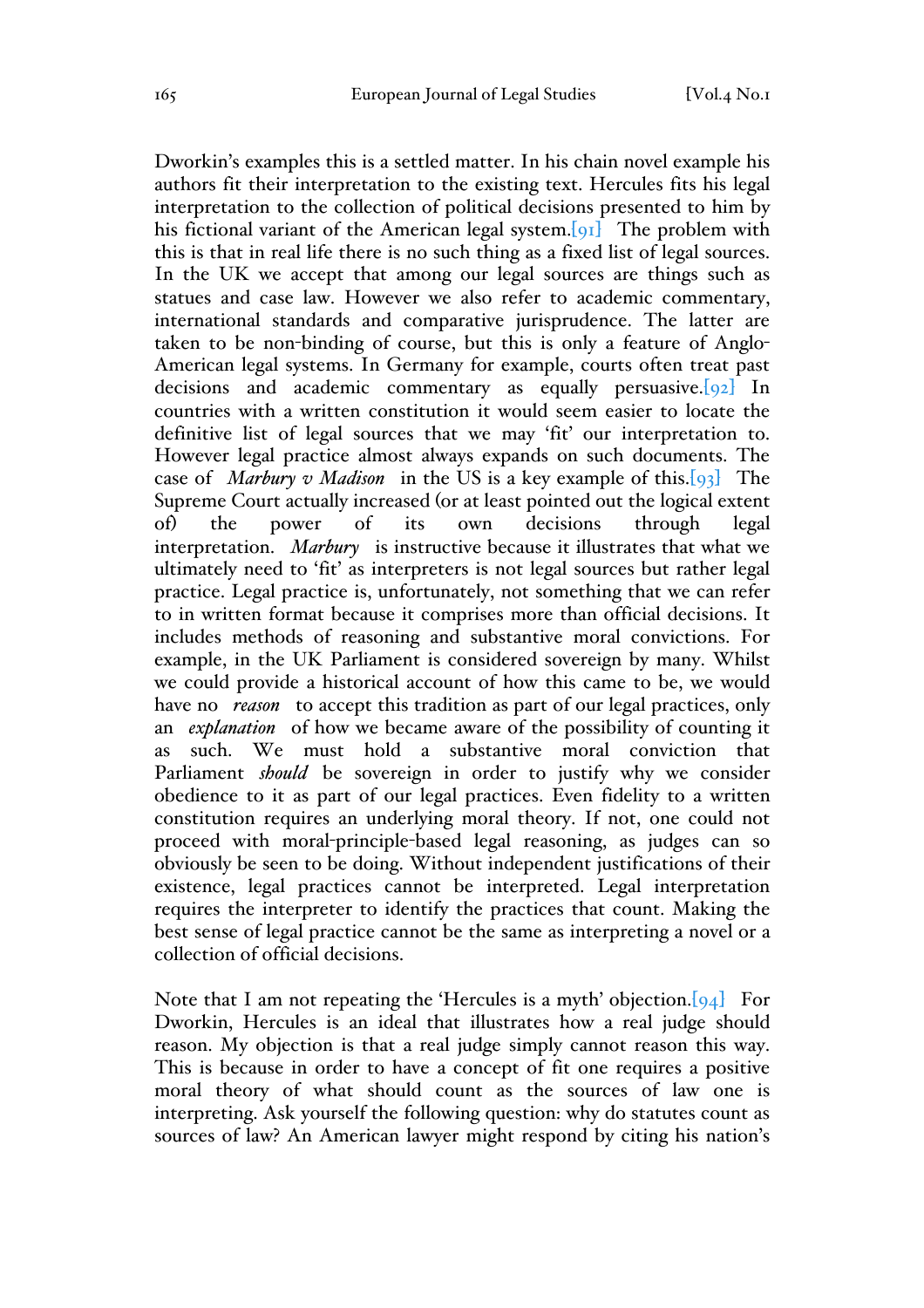Dworkin's examples this is a settled matter. In his chain novel example his authors fit their interpretation to the existing text. Hercules fits his legal interpretation to the collection of political decisions presented to him by his fictional variant of the American legal system.[91] The problem with this is that in real life there is no such thing as a fixed list of legal sources. In the UK we accept that among our legal sources are things such as statues and case law. However we also refer to academic commentary, international standards and comparative jurisprudence. The latter are taken to be non-binding of course, but this is only a feature of Anglo-American legal systems. In Germany for example, courts often treat past decisions and academic commentary as equally persuasive.[92] In countries with a written constitution it would seem easier to locate the definitive list of legal sources that we may 'fit' our interpretation to. However legal practice almost always expands on such documents. The case of *Marbury v Madison* in the US is a key example of this.[93] The Supreme Court actually increased (or at least pointed out the logical extent of) the power of its own decisions through legal interpretation. *Marbury* is instructive because it illustrates that what we ultimately need to 'fit' as interpreters is not legal sources but rather legal practice. Legal practice is, unfortunately, not something that we can refer to in written format because it comprises more than official decisions. It includes methods of reasoning and substantive moral convictions. For example, in the UK Parliament is considered sovereign by many. Whilst we could provide a historical account of how this came to be, we would have no *reason* to accept this tradition as part of our legal practices, only an *explanation* of how we became aware of the possibility of counting it as such. We must hold a substantive moral conviction that Parliament *should* be sovereign in order to justify why we consider obedience to it as part of our legal practices. Even fidelity to a written constitution requires an underlying moral theory. If not, one could not proceed with moral-principle-based legal reasoning, as judges can so obviously be seen to be doing. Without independent justifications of their existence, legal practices cannot be interpreted. Legal interpretation requires the interpreter to identify the practices that count. Making the best sense of legal practice cannot be the same as interpreting a novel or a collection of official decisions.

Note that I am not repeating the 'Hercules is a myth' objection.[94] For Dworkin, Hercules is an ideal that illustrates how a real judge should reason. My objection is that a real judge simply cannot reason this way. This is because in order to have a concept of fit one requires a positive moral theory of what should count as the sources of law one is interpreting. Ask yourself the following question: why do statutes count as sources of law? An American lawyer might respond by citing his nation's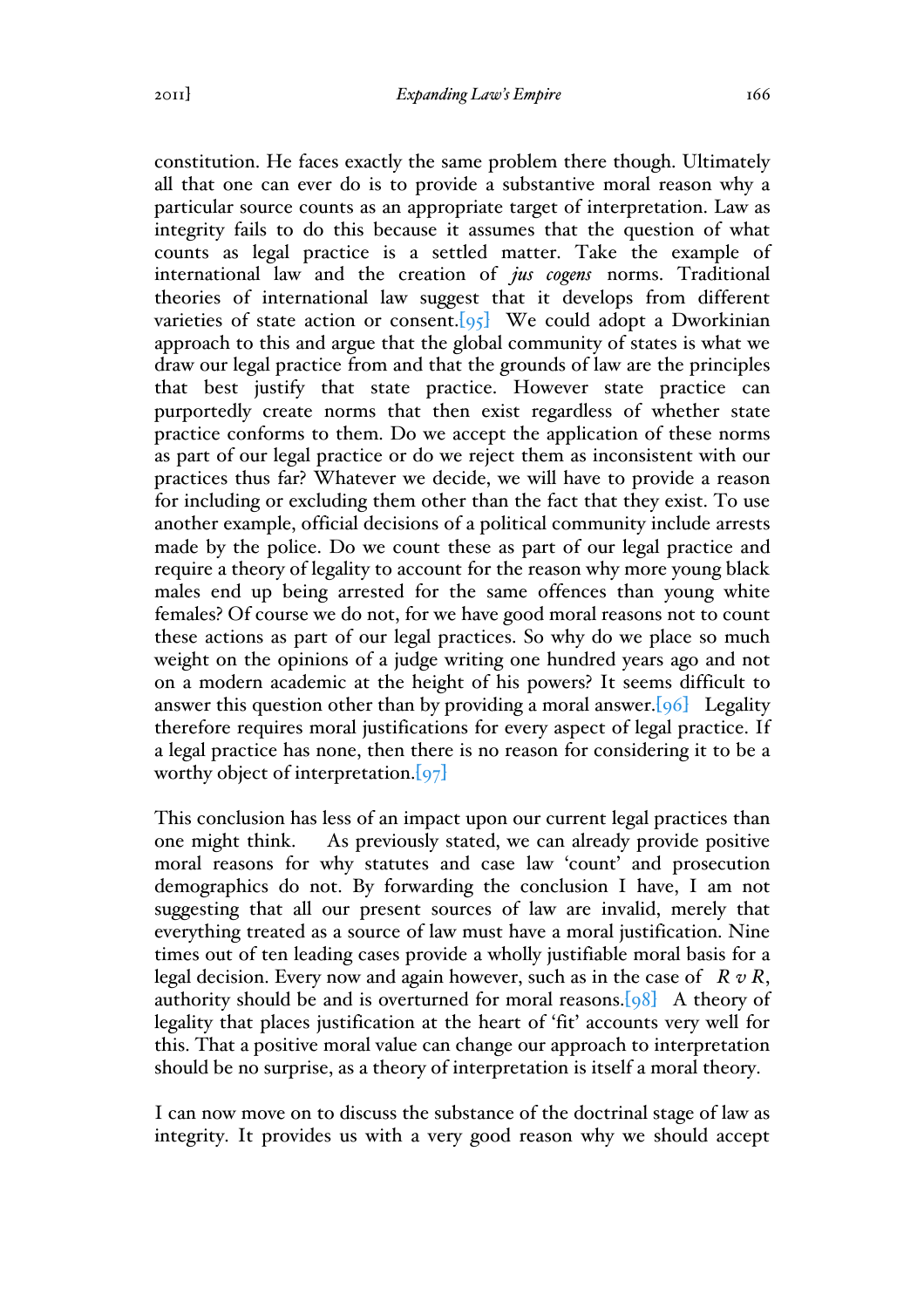constitution. He faces exactly the same problem there though. Ultimately all that one can ever do is to provide a substantive moral reason why a particular source counts as an appropriate target of interpretation. Law as integrity fails to do this because it assumes that the question of what counts as legal practice is a settled matter. Take the example of international law and the creation of *jus cogens* norms. Traditional theories of international law suggest that it develops from different varieties of state action or consent.[95] We could adopt a Dworkinian approach to this and argue that the global community of states is what we draw our legal practice from and that the grounds of law are the principles that best justify that state practice. However state practice can purportedly create norms that then exist regardless of whether state practice conforms to them. Do we accept the application of these norms as part of our legal practice or do we reject them as inconsistent with our practices thus far? Whatever we decide, we will have to provide a reason for including or excluding them other than the fact that they exist. To use another example, official decisions of a political community include arrests made by the police. Do we count these as part of our legal practice and require a theory of legality to account for the reason why more young black males end up being arrested for the same offences than young white females? Of course we do not, for we have good moral reasons not to count these actions as part of our legal practices. So why do we place so much weight on the opinions of a judge writing one hundred years ago and not on a modern academic at the height of his powers? It seems difficult to answer this question other than by providing a moral answer.[96] Legality therefore requires moral justifications for every aspect of legal practice. If a legal practice has none, then there is no reason for considering it to be a worthy object of interpretation.[97]

This conclusion has less of an impact upon our current legal practices than one might think. As previously stated, we can already provide positive moral reasons for why statutes and case law 'count' and prosecution demographics do not. By forwarding the conclusion I have, I am not suggesting that all our present sources of law are invalid, merely that everything treated as a source of law must have a moral justification. Nine times out of ten leading cases provide a wholly justifiable moral basis for a legal decision. Every now and again however, such as in the case of *R v R*, authority should be and is overturned for moral reasons.[98] A theory of legality that places justification at the heart of 'fit' accounts very well for this. That a positive moral value can change our approach to interpretation should be no surprise, as a theory of interpretation is itself a moral theory.

I can now move on to discuss the substance of the doctrinal stage of law as integrity. It provides us with a very good reason why we should accept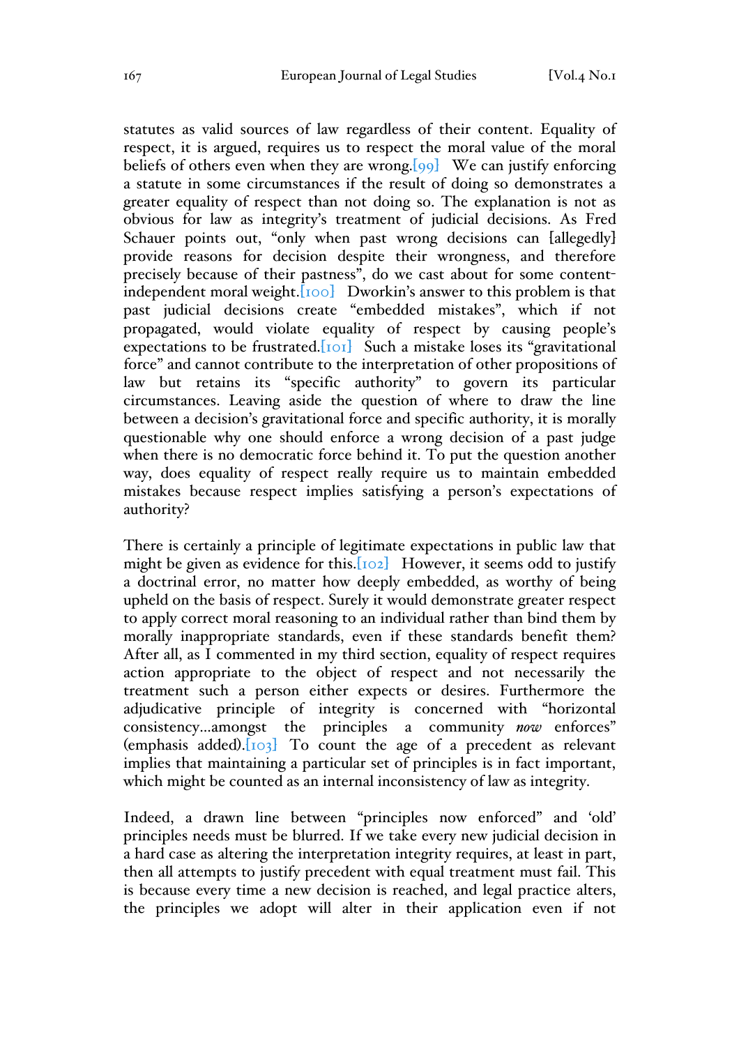statutes as valid sources of law regardless of their content. Equality of respect, it is argued, requires us to respect the moral value of the moral beliefs of others even when they are wrong.[99] We can justify enforcing a statute in some circumstances if the result of doing so demonstrates a greater equality of respect than not doing so. The explanation is not as obvious for law as integrity's treatment of judicial decisions. As Fred Schauer points out, "only when past wrong decisions can [allegedly] provide reasons for decision despite their wrongness, and therefore precisely because of their pastness", do we cast about for some content-independent moral weight.[100] Dworkin's answer to this problem is that past judicial decisions create "embedded mistakes", which if not propagated, would violate equality of respect by causing people's expectations to be frustrated.[101] Such a mistake loses its "gravitational force" and cannot contribute to the interpretation of other propositions of law but retains its "specific authority" to govern its particular circumstances. Leaving aside the question of where to draw the line between a decision's gravitational force and specific authority, it is morally questionable why one should enforce a wrong decision of a past judge when there is no democratic force behind it. To put the question another way, does equality of respect really require us to maintain embedded mistakes because respect implies satisfying a person's expectations of authority?

There is certainly a principle of legitimate expectations in public law that might be given as evidence for this.[102] However, it seems odd to justify a doctrinal error, no matter how deeply embedded, as worthy of being upheld on the basis of respect. Surely it would demonstrate greater respect to apply correct moral reasoning to an individual rather than bind them by morally inappropriate standards, even if these standards benefit them? After all, as I commented in my third section, equality of respect requires action appropriate to the object of respect and not necessarily the treatment such a person either expects or desires. Furthermore the adjudicative principle of integrity is concerned with "horizontal consistency…amongst the principles a community ***now*** enforces" (emphasis added).[103] To count the age of a precedent as relevant implies that maintaining a particular set of principles is in fact important, which might be counted as an internal inconsistency of law as integrity.

Indeed, a drawn line between "principles now enforced" and 'old' principles needs must be blurred. If we take every new judicial decision in a hard case as altering the interpretation integrity requires, at least in part, then all attempts to justify precedent with equal treatment must fail. This is because every time a new decision is reached, and legal practice alters, the principles we adopt will alter in their application even if not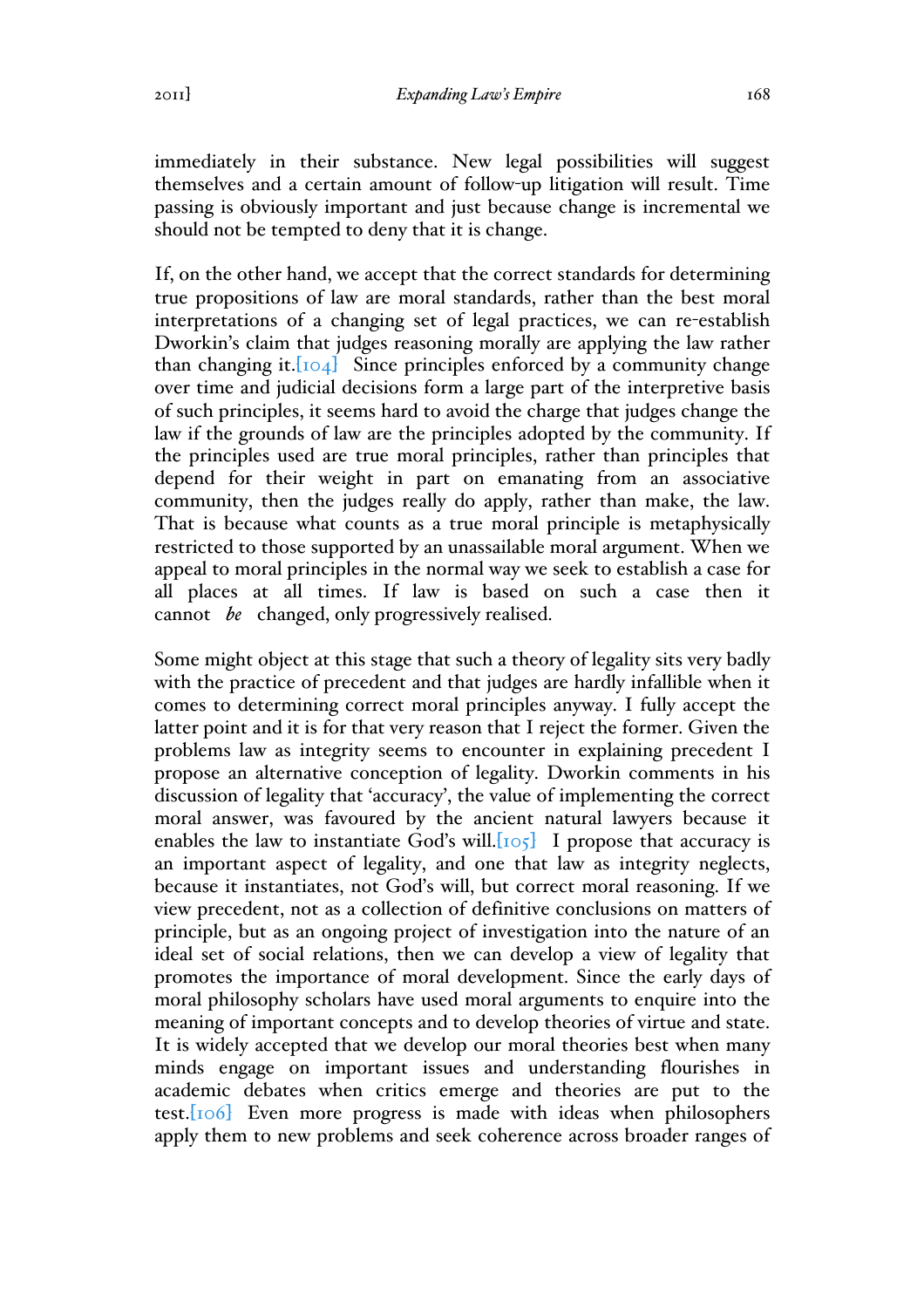immediately in their substance. New legal possibilities will suggest themselves and a certain amount of follow-up litigation will result. Time passing is obviously important and just because change is incremental we should not be tempted to deny that it is change.

If, on the other hand, we accept that the correct standards for determining true propositions of law are moral standards, rather than the best moral interpretations of a changing set of legal practices, we can re-establish Dworkin's claim that judges reasoning morally are applying the law rather than changing it.[104] Since principles enforced by a community change over time and judicial decisions form a large part of the interpretive basis of such principles, it seems hard to avoid the charge that judges change the law if the grounds of law are the principles adopted by the community. If the principles used are true moral principles, rather than principles that depend for their weight in part on emanating from an associative community, then the judges really do apply, rather than make, the law. That is because what counts as a true moral principle is metaphysically restricted to those supported by an unassailable moral argument. When we appeal to moral principles in the normal way we seek to establish a case for all places at all times. If law is based on such a case then it cannot *be* changed, only progressively realised.

Some might object at this stage that such a theory of legality sits very badly with the practice of precedent and that judges are hardly infallible when it comes to determining correct moral principles anyway. I fully accept the latter point and it is for that very reason that I reject the former. Given the problems law as integrity seems to encounter in explaining precedent I propose an alternative conception of legality. Dworkin comments in his discussion of legality that 'accuracy', the value of implementing the correct moral answer, was favoured by the ancient natural lawyers because it enables the law to instantiate God's will.[105] I propose that accuracy is an important aspect of legality, and one that law as integrity neglects, because it instantiates, not God's will, but correct moral reasoning. If we view precedent, not as a collection of definitive conclusions on matters of principle, but as an ongoing project of investigation into the nature of an ideal set of social relations, then we can develop a view of legality that promotes the importance of moral development. Since the early days of moral philosophy scholars have used moral arguments to enquire into the meaning of important concepts and to develop theories of virtue and state. It is widely accepted that we develop our moral theories best when many minds engage on important issues and understanding flourishes in academic debates when critics emerge and theories are put to the test.[106] Even more progress is made with ideas when philosophers apply them to new problems and seek coherence across broader ranges of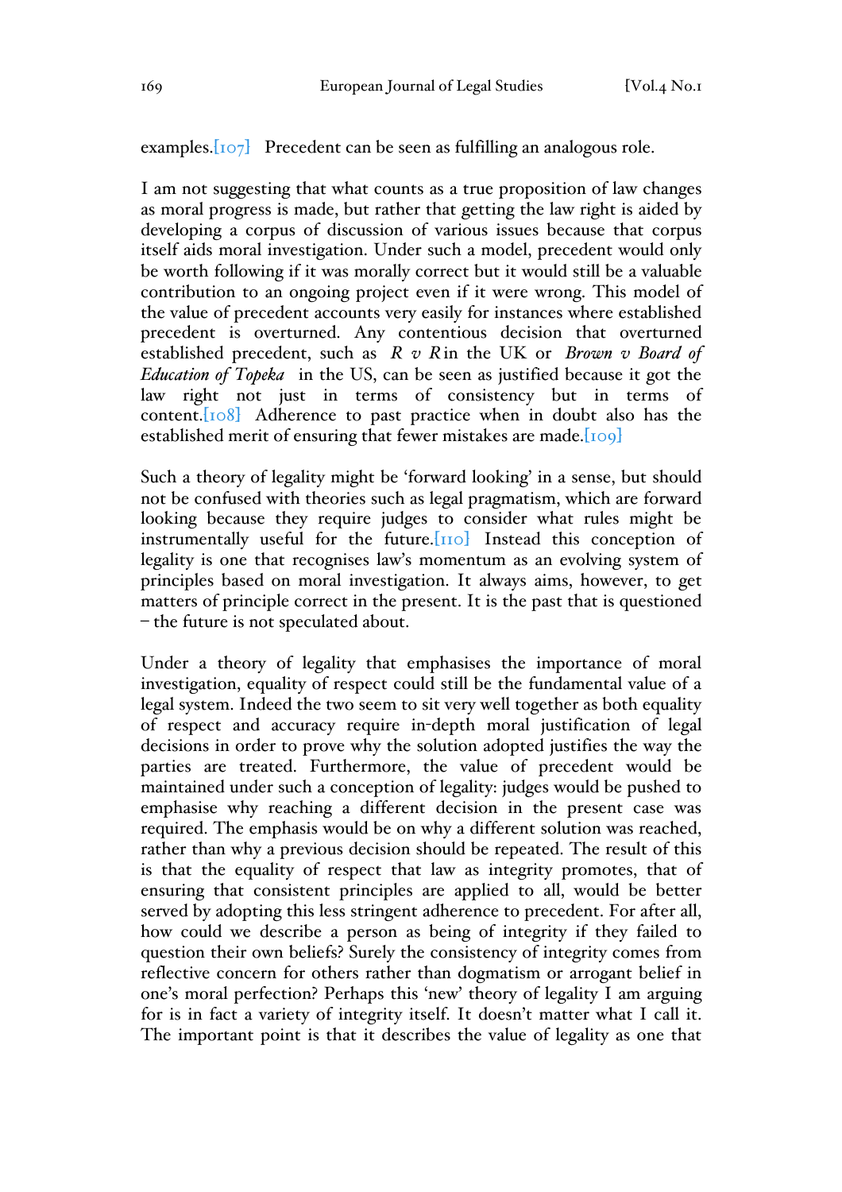examples.[107] Precedent can be seen as fulfilling an analogous role.

I am not suggesting that what counts as a true proposition of law changes as moral progress is made, but rather that getting the law right is aided by developing a corpus of discussion of various issues because that corpus itself aids moral investigation. Under such a model, precedent would only be worth following if it was morally correct but it would still be a valuable contribution to an ongoing project even if it were wrong. This model of the value of precedent accounts very easily for instances where established precedent is overturned. Any contentious decision that overturned established precedent, such as *R v R* in the UK or *Brown v Board of Education of Topeka* in the US, can be seen as justified because it got the law right not just in terms of consistency but in terms of content.[108] Adherence to past practice when in doubt also has the established merit of ensuring that fewer mistakes are made.[109]

Such a theory of legality might be 'forward looking' in a sense, but should not be confused with theories such as legal pragmatism, which are forward looking because they require judges to consider what rules might be instrumentally useful for the future.[110] Instead this conception of legality is one that recognises law's momentum as an evolving system of principles based on moral investigation. It always aims, however, to get matters of principle correct in the present. It is the past that is questioned – the future is not speculated about.

Under a theory of legality that emphasises the importance of moral investigation, equality of respect could still be the fundamental value of a legal system. Indeed the two seem to sit very well together as both equality of respect and accuracy require in-depth moral justification of legal decisions in order to prove why the solution adopted justifies the way the parties are treated. Furthermore, the value of precedent would be maintained under such a conception of legality: judges would be pushed to emphasise why reaching a different decision in the present case was required. The emphasis would be on why a different solution was reached, rather than why a previous decision should be repeated. The result of this is that the equality of respect that law as integrity promotes, that of ensuring that consistent principles are applied to all, would be better served by adopting this less stringent adherence to precedent. For after all, how could we describe a person as being of integrity if they failed to question their own beliefs? Surely the consistency of integrity comes from reflective concern for others rather than dogmatism or arrogant belief in one's moral perfection? Perhaps this 'new' theory of legality I am arguing for is in fact a variety of integrity itself. It doesn't matter what I call it. The important point is that it describes the value of legality as one that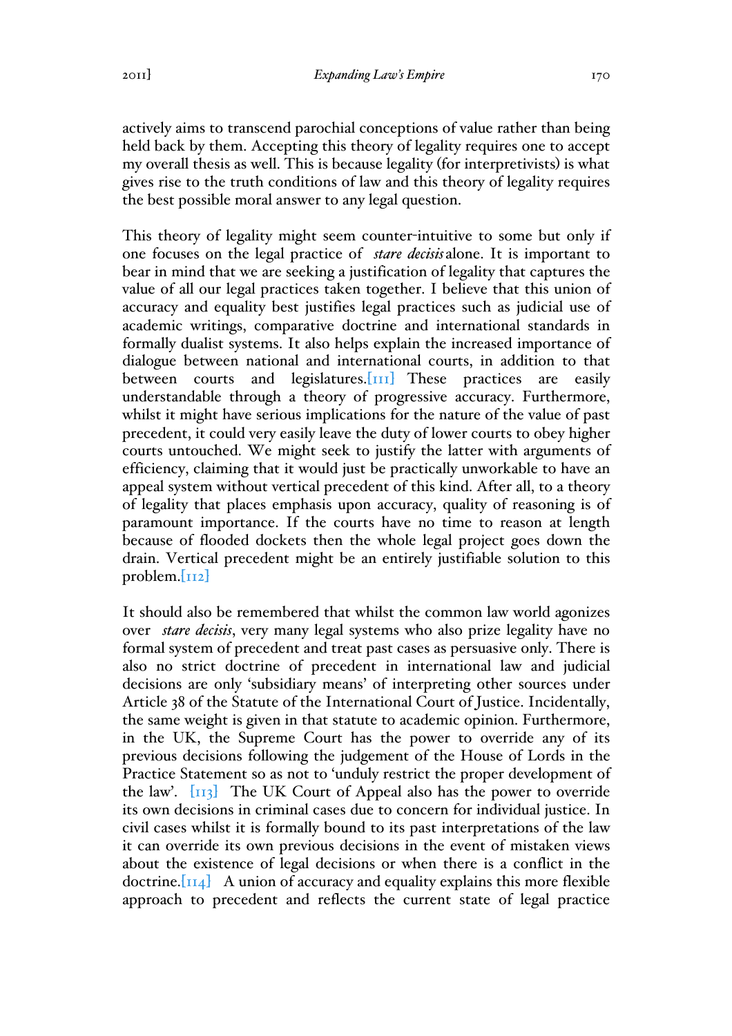actively aims to transcend parochial conceptions of value rather than being held back by them. Accepting this theory of legality requires one to accept my overall thesis as well. This is because legality (for interpretivists) is what gives rise to the truth conditions of law and this theory of legality requires the best possible moral answer to any legal question.

This theory of legality might seem counter-intuitive to some but only if one focuses on the legal practice of *stare decisis* alone. It is important to bear in mind that we are seeking a justification of legality that captures the value of all our legal practices taken together. I believe that this union of accuracy and equality best justifies legal practices such as judicial use of academic writings, comparative doctrine and international standards in formally dualist systems. It also helps explain the increased importance of dialogue between national and international courts, in addition to that between courts and legislatures.[111] These practices are easily understandable through a theory of progressive accuracy. Furthermore, whilst it might have serious implications for the nature of the value of past precedent, it could very easily leave the duty of lower courts to obey higher courts untouched. We might seek to justify the latter with arguments of efficiency, claiming that it would just be practically unworkable to have an appeal system without vertical precedent of this kind. After all, to a theory of legality that places emphasis upon accuracy, quality of reasoning is of paramount importance. If the courts have no time to reason at length because of flooded dockets then the whole legal project goes down the drain. Vertical precedent might be an entirely justifiable solution to this problem.[112]

It should also be remembered that whilst the common law world agonizes over *stare decisis*, very many legal systems who also prize legality have no formal system of precedent and treat past cases as persuasive only. There is also no strict doctrine of precedent in international law and judicial decisions are only 'subsidiary means' of interpreting other sources under Article 38 of the Statute of the International Court of Justice. Incidentally, the same weight is given in that statute to academic opinion. Furthermore, in the UK, the Supreme Court has the power to override any of its previous decisions following the judgement of the House of Lords in the Practice Statement so as not to 'unduly restrict the proper development of the law'. [113] The UK Court of Appeal also has the power to override its own decisions in criminal cases due to concern for individual justice. In civil cases whilst it is formally bound to its past interpretations of the law it can override its own previous decisions in the event of mistaken views about the existence of legal decisions or when there is a conflict in the doctrine.[114] A union of accuracy and equality explains this more flexible approach to precedent and reflects the current state of legal practice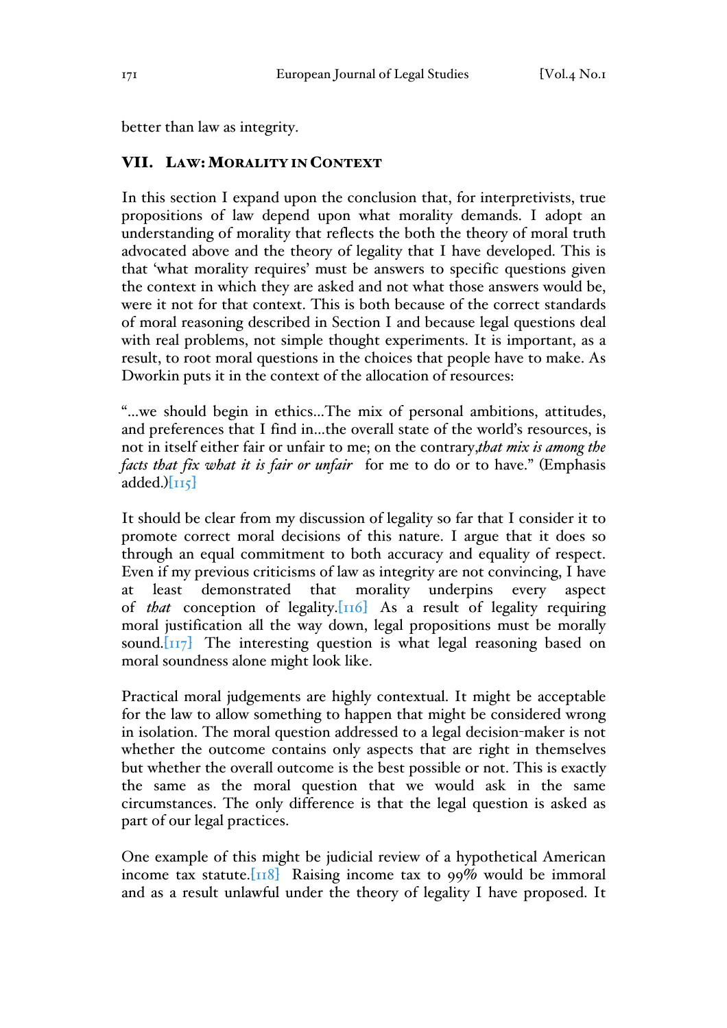better than law as integrity.

## VII. Law: Morality in Context

In this section I expand upon the conclusion that, for interpretivists, true propositions of law depend upon what morality demands. I adopt an understanding of morality that reflects the both the theory of moral truth advocated above and the theory of legality that I have developed. This is that 'what morality requires' must be answers to specific questions given the context in which they are asked and not what those answers would be, were it not for that context. This is both because of the correct standards of moral reasoning described in Section I and because legal questions deal with real problems, not simple thought experiments. It is important, as a result, to root moral questions in the choices that people have to make. As Dworkin puts it in the context of the allocation of resources:

"...we should begin in ethics...The mix of personal ambitions, attitudes, and preferences that I find in...the overall state of the world's resources, is not in itself either fair or unfair to me; on the contrary,*that mix is among the facts that fix what it is fair or unfair* for me to do or to have." (Emphasis added.)[115]

It should be clear from my discussion of legality so far that I consider it to promote correct moral decisions of this nature. I argue that it does so through an equal commitment to both accuracy and equality of respect. Even if my previous criticisms of law as integrity are not convincing, I have at least demonstrated that morality underpins every aspect of *that* conception of legality.[116] As a result of legality requiring moral justification all the way down, legal propositions must be morally sound.[117] The interesting question is what legal reasoning based on moral soundness alone might look like.

Practical moral judgements are highly contextual. It might be acceptable for the law to allow something to happen that might be considered wrong in isolation. The moral question addressed to a legal decision-maker is not whether the outcome contains only aspects that are right in themselves but whether the overall outcome is the best possible or not. This is exactly the same as the moral question that we would ask in the same circumstances. The only difference is that the legal question is asked as part of our legal practices.

One example of this might be judicial review of a hypothetical American income tax statute.[118] Raising income tax to 99% would be immoral and as a result unlawful under the theory of legality I have proposed. It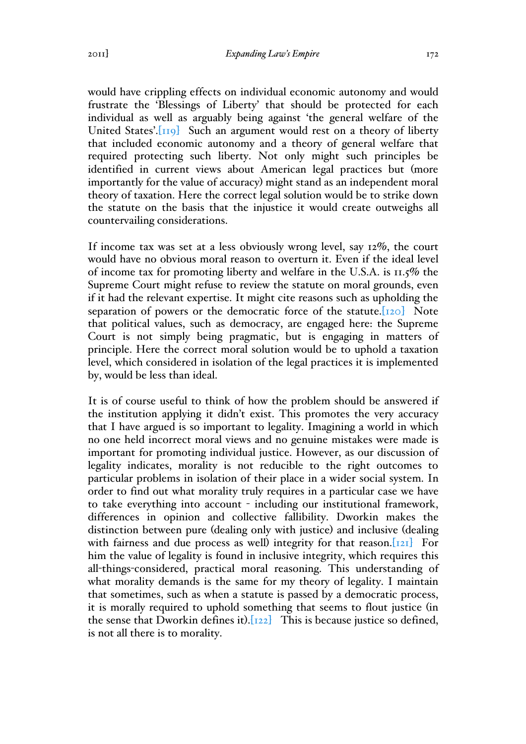would have crippling effects on individual economic autonomy and would frustrate the 'Blessings of Liberty' that should be protected for each individual as well as arguably being against 'the general welfare of the United States'.[119] Such an argument would rest on a theory of liberty that included economic autonomy and a theory of general welfare that required protecting such liberty. Not only might such principles be identified in current views about American legal practices but (more importantly for the value of accuracy) might stand as an independent moral theory of taxation. Here the correct legal solution would be to strike down the statute on the basis that the injustice it would create outweighs all countervailing considerations.

If income tax was set at a less obviously wrong level, say 12%, the court would have no obvious moral reason to overturn it. Even if the ideal level of income tax for promoting liberty and welfare in the U.S.A. is 11.5% the Supreme Court might refuse to review the statute on moral grounds, even if it had the relevant expertise. It might cite reasons such as upholding the separation of powers or the democratic force of the statute.[120] Note that political values, such as democracy, are engaged here: the Supreme Court is not simply being pragmatic, but is engaging in matters of principle. Here the correct moral solution would be to uphold a taxation level, which considered in isolation of the legal practices it is implemented by, would be less than ideal.

It is of course useful to think of how the problem should be answered if the institution applying it didn't exist. This promotes the very accuracy that I have argued is so important to legality. Imagining a world in which no one held incorrect moral views and no genuine mistakes were made is important for promoting individual justice. However, as our discussion of legality indicates, morality is not reducible to the right outcomes to particular problems in isolation of their place in a wider social system. In order to find out what morality truly requires in a particular case we have to take everything into account - including our institutional framework, differences in opinion and collective fallibility. Dworkin makes the distinction between pure (dealing only with justice) and inclusive (dealing with fairness and due process as well) integrity for that reason.[121] For him the value of legality is found in inclusive integrity, which requires this all-things-considered, practical moral reasoning. This understanding of what morality demands is the same for my theory of legality. I maintain that sometimes, such as when a statute is passed by a democratic process, it is morally required to uphold something that seems to flout justice (in the sense that Dworkin defines it).[122] This is because justice so defined, is not all there is to morality.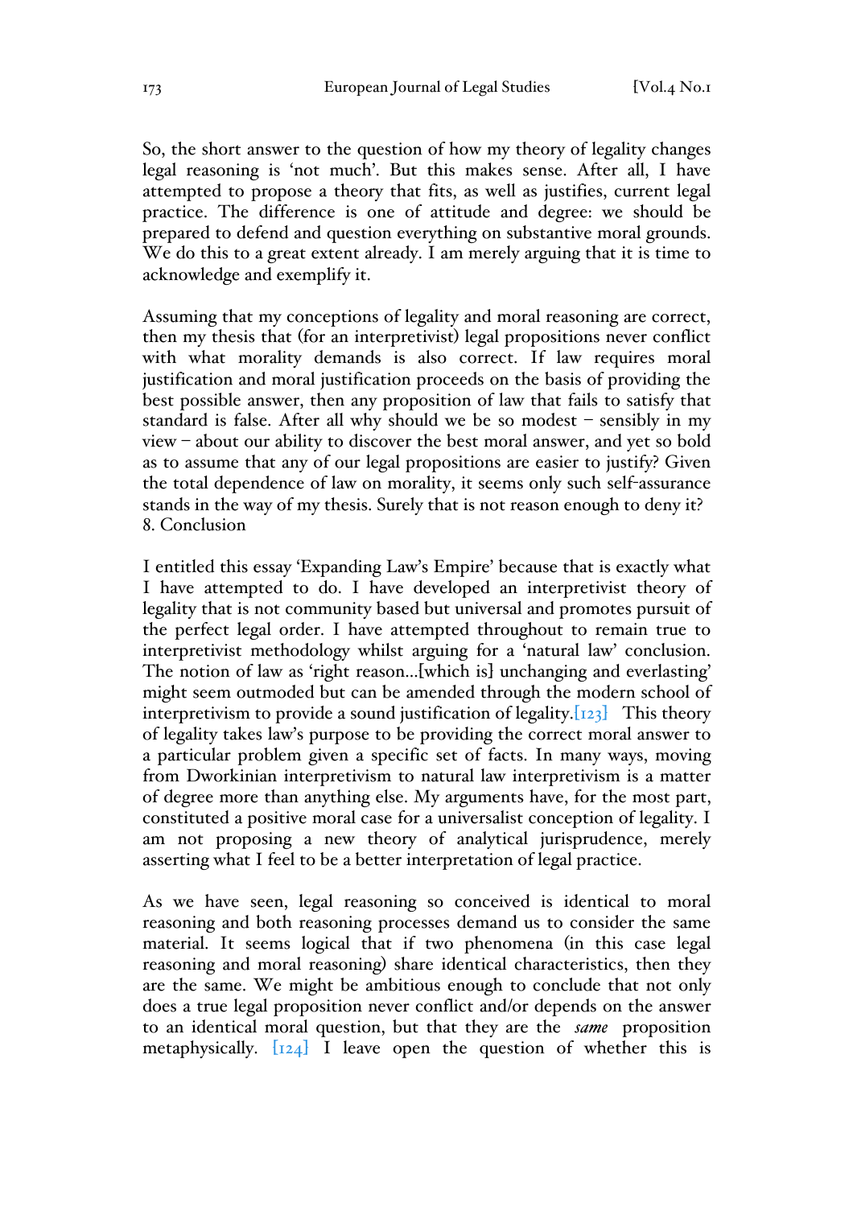So, the short answer to the question of how my theory of legality changes legal reasoning is 'not much'. But this makes sense. After all, I have attempted to propose a theory that fits, as well as justifies, current legal practice. The difference is one of attitude and degree: we should be prepared to defend and question everything on substantive moral grounds. We do this to a great extent already. I am merely arguing that it is time to acknowledge and exemplify it.

Assuming that my conceptions of legality and moral reasoning are correct, then my thesis that (for an interpretivist) legal propositions never conflict with what morality demands is also correct. If law requires moral justification and moral justification proceeds on the basis of providing the best possible answer, then any proposition of law that fails to satisfy that standard is false. After all why should we be so modest – sensibly in my view – about our ability to discover the best moral answer, and yet so bold as to assume that any of our legal propositions are easier to justify? Given the total dependence of law on morality, it seems only such self-assurance stands in the way of my thesis. Surely that is not reason enough to deny it?

## 8. Conclusion

I entitled this essay 'Expanding Law's Empire' because that is exactly what I have attempted to do. I have developed an interpretivist theory of legality that is not community based but universal and promotes pursuit of the perfect legal order. I have attempted throughout to remain true to interpretivist methodology whilst arguing for a 'natural law' conclusion. The notion of law as 'right reason…[which is] unchanging and everlasting' might seem outmoded but can be amended through the modern school of interpretivism to provide a sound justification of legality.[123] This theory of legality takes law's purpose to be providing the correct moral answer to a particular problem given a specific set of facts. In many ways, moving from Dworkinian interpretivism to natural law interpretivism is a matter of degree more than anything else. My arguments have, for the most part, constituted a positive moral case for a universalist conception of legality. I am not proposing a new theory of analytical jurisprudence, merely asserting what I feel to be a better interpretation of legal practice.

As we have seen, legal reasoning so conceived is identical to moral reasoning and both reasoning processes demand us to consider the same material. It seems logical that if two phenomena (in this case legal reasoning and moral reasoning) share identical characteristics, then they are the same. We might be ambitious enough to conclude that not only does a true legal proposition never conflict and/or depends on the answer to an identical moral question, but that they are the *same* proposition metaphysically. [124] I leave open the question of whether this is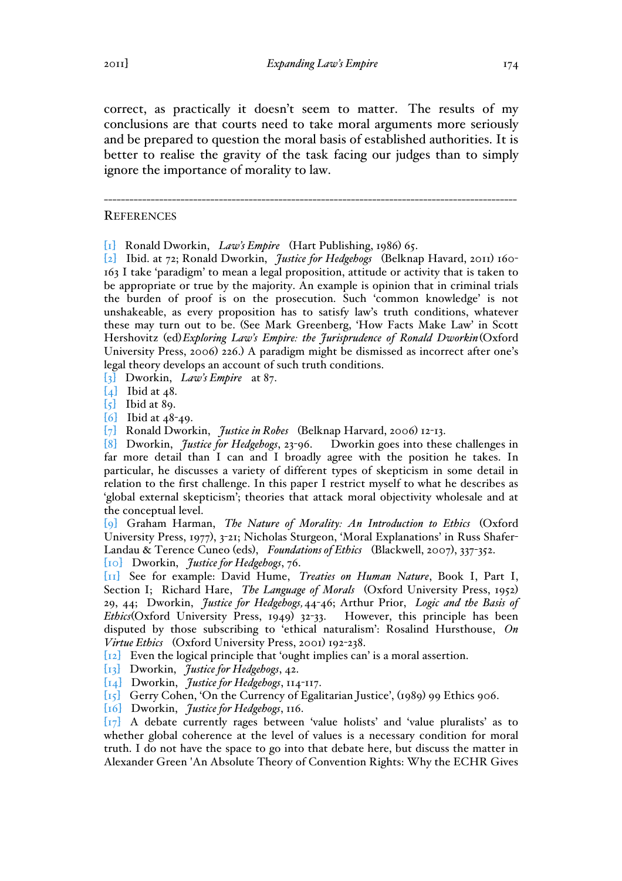correct, as practically it doesn't seem to matter. The results of my conclusions are that courts need to take moral arguments more seriously and be prepared to question the moral basis of established authorities. It is better to realise the gravity of the task facing our judges than to simply ignore the importance of morality to law.

---

## REFERENCES

[1] Ronald Dworkin, *Law's Empire* (Hart Publishing, 1986) 65.

[2] Ibid. at 72; Ronald Dworkin, *Justice for Hedgehogs* (Belknap Havard, 2011) 160-163 I take 'paradigm' to mean a legal proposition, attitude or activity that is taken to be appropriate or true by the majority. An example is opinion that in criminal trials the burden of proof is on the prosecution. Such 'common knowledge' is not unshakeable, as every proposition has to satisfy law's truth conditions, whatever these may turn out to be. (See Mark Greenberg, 'How Facts Make Law' in Scott Hershovitz (ed)*Exploring Law's Empire: the Jurisprudence of Ronald Dworkin*(Oxford University Press, 2006) 226.) A paradigm might be dismissed as incorrect after one's legal theory develops an account of such truth conditions.

[3] Dworkin, *Law's Empire* at 87.

[4] Ibid at 48.

[5] Ibid at 89.

[6] Ibid at 48-49.

[7] Ronald Dworkin, *Justice in Robes* (Belknap Harvard, 2006) 12-13.

[8] Dworkin, *Justice for Hedgehogs*, 23-96. Dworkin goes into these challenges in far more detail than I can and I broadly agree with the position he takes. In particular, he discusses a variety of different types of skepticism in some detail in relation to the first challenge. In this paper I restrict myself to what he describes as 'global external skepticism'; theories that attack moral objectivity wholesale and at the conceptual level.

[9] Graham Harman, *The Nature of Morality: An Introduction to Ethics* (Oxford University Press, 1977), 3-21; Nicholas Sturgeon, 'Moral Explanations' in Russ Shafer-Landau & Terence Cuneo (eds), *Foundations of Ethics* (Blackwell, 2007), 337-352.

[10] Dworkin, *Justice for Hedgehogs*, 76.

[11] See for example: David Hume, *Treaties on Human Nature*, Book I, Part I, Section I; Richard Hare, *The Language of Morals* (Oxford University Press, 1952) 29, 44; Dworkin, *Justice for Hedgehogs,* 44-46; Arthur Prior, *Logic and the Basis of Ethics*(Oxford University Press, 1949) 32-33. However, this principle has been disputed by those subscribing to 'ethical naturalism': Rosalind Hursthouse, *On Virtue Ethics* (Oxford University Press, 2001) 192-238.

[12] Even the logical principle that 'ought implies can' is a moral assertion.

[13] Dworkin, *Justice for Hedgehogs*, 42.

[14] Dworkin, *Justice for Hedgehogs*, 114-117.

[15] Gerry Cohen, 'On the Currency of Egalitarian Justice', (1989) 99 Ethics 906.

[16] Dworkin, *Justice for Hedgehogs*, 116.

[17] A debate currently rages between 'value holists' and 'value pluralists' as to whether global coherence at the level of values is a necessary condition for moral truth. I do not have the space to go into that debate here, but discuss the matter in Alexander Green 'An Absolute Theory of Convention Rights: Why the ECHR Gives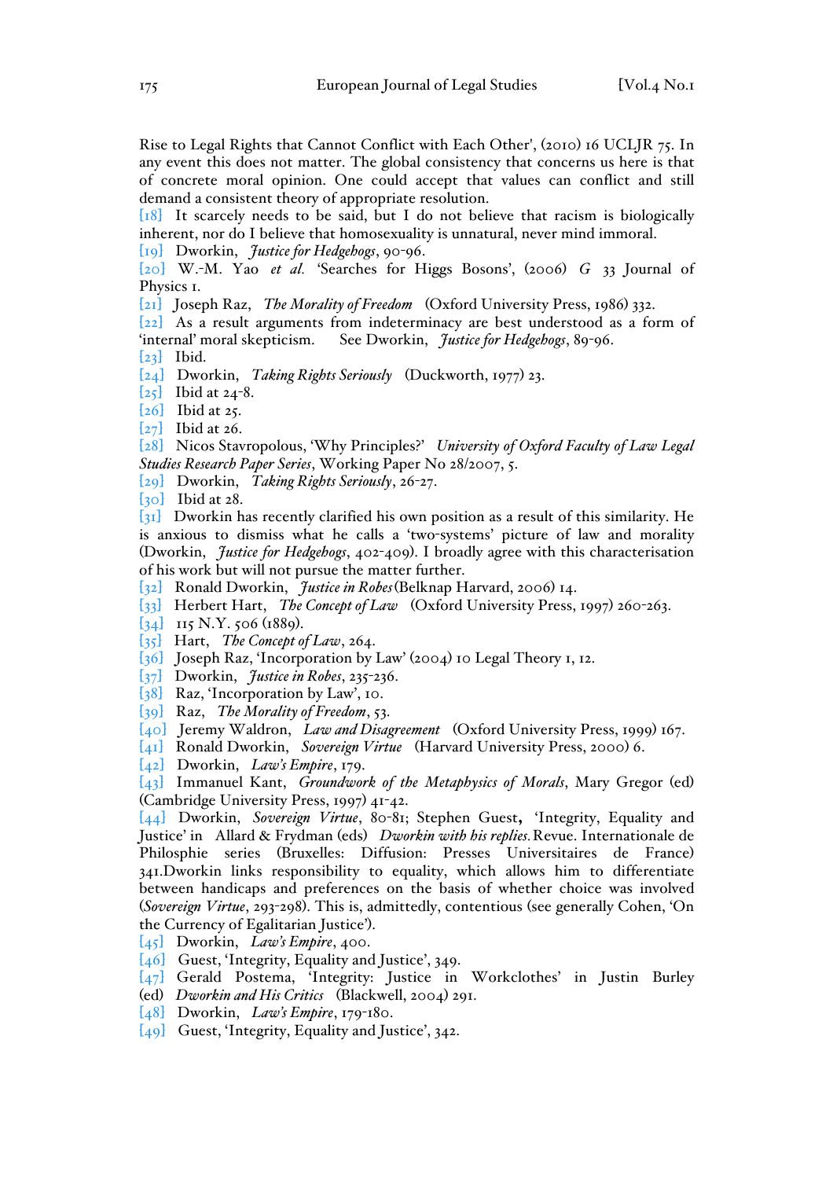Rise to Legal Rights that Cannot Conflict with Each Other', (2010) 16 UCLJR 75. In any event this does not matter. The global consistency that concerns us here is that of concrete moral opinion. One could accept that values can conflict and still demand a consistent theory of appropriate resolution.

[18] It scarcely needs to be said, but I do not believe that racism is biologically inherent, nor do I believe that homosexuality is unnatural, never mind immoral.

[19] Dworkin, *Justice for Hedgehogs*, 90-96.

[20] W.-M. Yao *et al.* 'Searches for Higgs Bosons', (2006) *G* 33 Journal of Physics 1.

[21] Joseph Raz, *The Morality of Freedom* (Oxford University Press, 1986) 332.

[22] As a result arguments from indeterminacy are best understood as a form of 'internal' moral skepticism. See Dworkin, *Justice for Hedgehogs*, 89-96.

[23] Ibid.

[24] Dworkin, *Taking Rights Seriously* (Duckworth, 1977) 23.

[25] Ibid at 24-8.

[26] Ibid at 25.

[27] Ibid at 26.

[28] Nicos Stavropolous, 'Why Principles?' *University of Oxford Faculty of Law Legal Studies Research Paper Series*, Working Paper No 28/2007, 5.

[29] Dworkin, *Taking Rights Seriously*, 26-27.

[30] Ibid at 28.

[31] Dworkin has recently clarified his own position as a result of this similarity. He is anxious to dismiss what he calls a 'two-systems' picture of law and morality (Dworkin, *Justice for Hedgehogs*, 402-409). I broadly agree with this characterisation of his work but will not pursue the matter further.

[32] Ronald Dworkin, *Justice in Robes* (Belknap Harvard, 2006) 14.

[33] Herbert Hart, *The Concept of Law* (Oxford University Press, 1997) 260-263.

[34] 115 N.Y. 506 (1889).

[35] Hart, *The Concept of Law*, 264.

[36] Joseph Raz, 'Incorporation by Law' (2004) 10 Legal Theory 1, 12.

[37] Dworkin, *Justice in Robes*, 235-236.

[38] Raz, 'Incorporation by Law', 10.

[39] Raz, *The Morality of Freedom*, 53.

[40] Jeremy Waldron, *Law and Disagreement* (Oxford University Press, 1999) 167.

[41] Ronald Dworkin, *Sovereign Virtue* (Harvard University Press, 2000) 6.

[42] Dworkin, *Law's Empire*, 179.

[43] Immanuel Kant, *Groundwork of the Metaphysics of Morals*, Mary Gregor (ed) (Cambridge University Press, 1997) 41-42.

[44] Dworkin, *Sovereign Virtue*, 80-81; Stephen Guest, 'Integrity, Equality and Justice' in Allard & Frydman (eds) *Dworkin with his replies.* Revue. Internationale de Philosphie series (Bruxelles: Diffusion: Presses Universitaires de France) 341.Dworkin links responsibility to equality, which allows him to differentiate between handicaps and preferences on the basis of whether choice was involved (*Sovereign Virtue*, 293-298). This is, admittedly, contentious (see generally Cohen, 'On the Currency of Egalitarian Justice').

[45] Dworkin, *Law's Empire*, 400.

[46] Guest, 'Integrity, Equality and Justice', 349.

[47] Gerald Postema, 'Integrity: Justice in Workclothes' in Justin Burley (ed) *Dworkin and His Critics* (Blackwell, 2004) 291.

[48] Dworkin, *Law's Empire*, 179-180.

[49] Guest, 'Integrity, Equality and Justice', 342.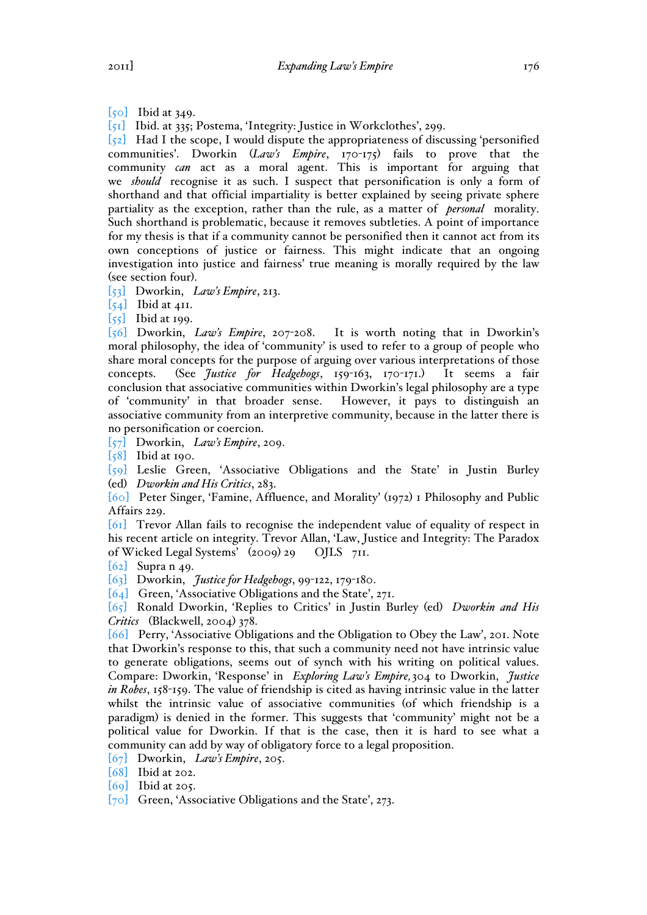[50] Ibid at 349.

[51] Ibid. at 335; Postema, 'Integrity: Justice in Workclothes', 299.

[52] Had I the scope, I would dispute the appropriateness of discussing 'personified communities'. Dworkin (*Law's Empire*, 170-175) fails to prove that the community *can* act as a moral agent. This is important for arguing that we *should* recognise it as such. I suspect that personification is only a form of shorthand and that official impartiality is better explained by seeing private sphere partiality as the exception, rather than the rule, as a matter of *personal* morality. Such shorthand is problematic, because it removes subtleties. A point of importance for my thesis is that if a community cannot be personified then it cannot act from its own conceptions of justice or fairness. This might indicate that an ongoing investigation into justice and fairness' true meaning is morally required by the law (see section four).

[53] Dworkin, *Law's Empire*, 213.

[54] Ibid at 411.

[55] Ibid at 199.

[56] Dworkin, *Law's Empire*, 207-208. It is worth noting that in Dworkin's moral philosophy, the idea of 'community' is used to refer to a group of people who share moral concepts for the purpose of arguing over various interpretations of those concepts. (See *Justice for Hedgehogs*, 159-163, 170-171.) It seems a fair conclusion that associative communities within Dworkin's legal philosophy are a type of 'community' in that broader sense. However, it pays to distinguish an associative community from an interpretive community, because in the latter there is no personification or coercion.

[57] Dworkin, *Law's Empire*, 209.

[58] Ibid at 190.

[59] Leslie Green, 'Associative Obligations and the State' in Justin Burley (ed) *Dworkin and His Critics*, 283.

[60] Peter Singer, 'Famine, Affluence, and Morality' (1972) 1 Philosophy and Public Affairs 229.

[61] Trevor Allan fails to recognise the independent value of equality of respect in his recent article on integrity. Trevor Allan, 'Law, Justice and Integrity: The Paradox of Wicked Legal Systems' (2009) 29 OJLS 711.

[62] Supra n 49.

[63] Dworkin, *Justice for Hedgehogs*, 99-122, 179-180.

[64] Green, 'Associative Obligations and the State', 271.

[65] Ronald Dworkin, 'Replies to Critics' in Justin Burley (ed) *Dworkin and His Critics* (Blackwell, 2004) 378.

[66] Perry, 'Associative Obligations and the Obligation to Obey the Law', 201. Note that Dworkin's response to this, that such a community need not have intrinsic value to generate obligations, seems out of synch with his writing on political values. Compare: Dworkin, 'Response' in *Exploring Law's Empire,* 304 to Dworkin, *Justice in Robes*, 158-159. The value of friendship is cited as having intrinsic value in the latter whilst the intrinsic value of associative communities (of which friendship is a paradigm) is denied in the former. This suggests that 'community' might not be a political value for Dworkin. If that is the case, then it is hard to see what a community can add by way of obligatory force to a legal proposition.

[67] Dworkin, *Law's Empire*, 205.

[68] Ibid at 202.

[69] Ibid at 205.

[70] Green, 'Associative Obligations and the State', 273.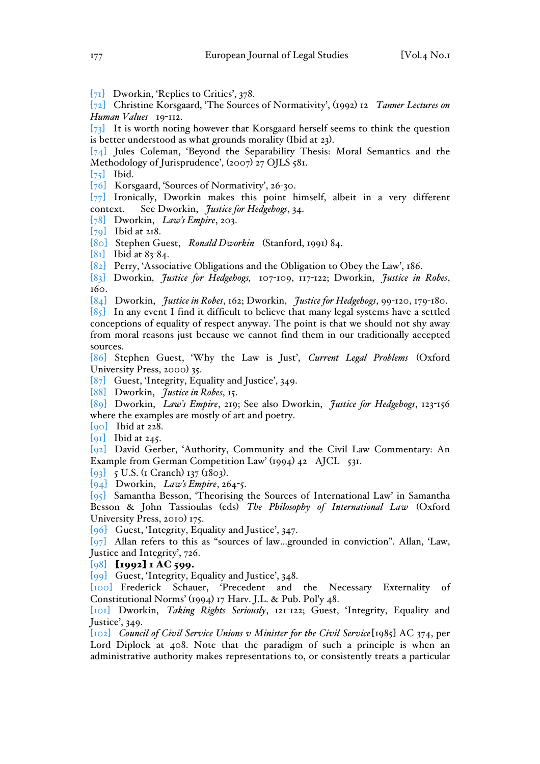[71] Dworkin, 'Replies to Critics', 378.
[72] Christine Korsgaard, 'The Sources of Normativity', (1992) 12 *Tanner Lectures on Human Values* 19-112.
[73] It is worth noting however that Korsgaard herself seems to think the question is better understood as what grounds morality (Ibid at 23).
[74] Jules Coleman, 'Beyond the Separability Thesis: Moral Semantics and the Methodology of Jurisprudence', (2007) 27 OJLS 581.
[75] Ibid.
[76] Korsgaard, 'Sources of Normativity', 26-30.
[77] Ironically, Dworkin makes this point himself, albeit in a very different context. See Dworkin, *Justice for Hedgehogs*, 34.
[78] Dworkin, *Law's Empire*, 203.
[79] Ibid at 218.
[80] Stephen Guest, *Ronald Dworkin* (Stanford, 1991) 84.
[81] Ibid at 83-84.
[82] Perry, 'Associative Obligations and the Obligation to Obey the Law', 186.
[83] Dworkin, *Justice for Hedgehogs,* 107-109, 117-122; Dworkin, *Justice in Robes*, 160.
[84] Dworkin, *Justice in Robes*, 162; Dworkin, *Justice for Hedgehogs*, 99-120, 179-180.
[85] In any event I find it difficult to believe that many legal systems have a settled conceptions of equality of respect anyway. The point is that we should not shy away from moral reasons just because we cannot find them in our traditionally accepted sources.
[86] Stephen Guest, 'Why the Law is Just', *Current Legal Problems* (Oxford University Press, 2000) 35.
[87] Guest, 'Integrity, Equality and Justice', 349.
[88] Dworkin, *Justice in Robes*, 15.
[89] Dworkin, *Law's Empire*, 219; See also Dworkin, *Justice for Hedgehogs*, 123-156 where the examples are mostly of art and poetry.
[90] Ibid at 228.
[91] Ibid at 245.
[92] David Gerber, 'Authority, Community and the Civil Law Commentary: An Example from German Competition Law' (1994) 42 AJCL 531.
[93] 5 U.S. (1 Cranch) 137 (1803).
[94] Dworkin, *Law's Empire*, 264-5.
[95] Samantha Besson, 'Theorising the Sources of International Law' in Samantha Besson & John Tassioulas (eds) *The Philosophy of International Law* (Oxford University Press, 2010) 175.
[96] Guest, 'Integrity, Equality and Justice', 347.
[97] Allan refers to this as "sources of law…grounded in conviction". Allan, 'Law, Justice and Integrity', 726.
[98] **[1992] 1 AC 599.**
[99] Guest, 'Integrity, Equality and Justice', 348.
[100] Frederick Schauer, 'Precedent and the Necessary Externality of Constitutional Norms' (1994) 17 Harv. J.L. & Pub. Pol'y 48.
[101] Dworkin, *Taking Rights Seriously*, 121-122; Guest, 'Integrity, Equality and Justice', 349.
[102] *Council of Civil Service Unions v Minister for the Civil Service* [1985] AC 374, per Lord Diplock at 408. Note that the paradigm of such a principle is when an administrative authority makes representations to, or consistently treats a particular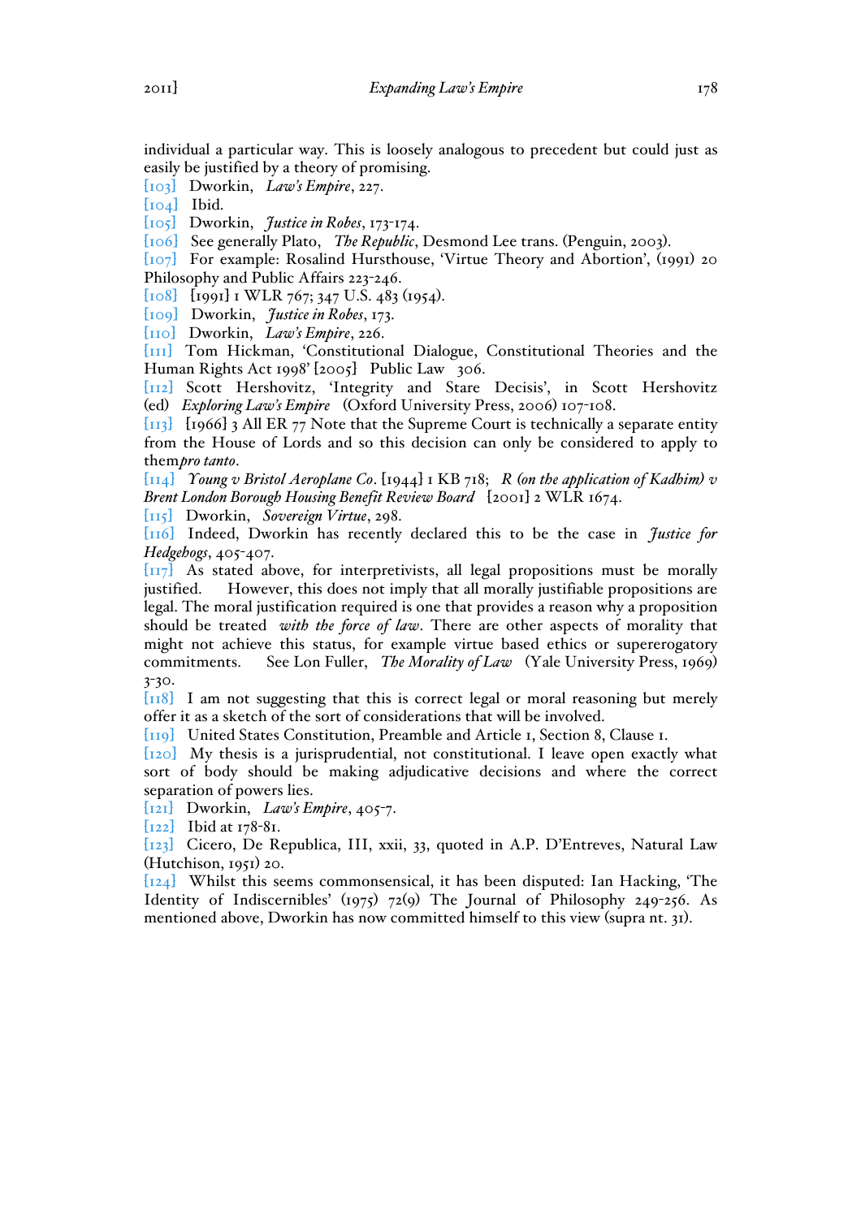individual a particular way. This is loosely analogous to precedent but could just as easily be justified by a theory of promising.

[103] Dworkin, *Law's Empire*, 227.

[104] Ibid.

[105] Dworkin, *Justice in Robes*, 173-174.

[106] See generally Plato, *The Republic*, Desmond Lee trans. (Penguin, 2003).

[107] For example: Rosalind Hursthouse, 'Virtue Theory and Abortion', (1991) 20 Philosophy and Public Affairs 223-246.

[108] [1991] 1 WLR 767; 347 U.S. 483 (1954).

[109] Dworkin, *Justice in Robes*, 173.

[110] Dworkin, *Law's Empire*, 226.

[111] Tom Hickman, 'Constitutional Dialogue, Constitutional Theories and the Human Rights Act 1998' [2005] Public Law 306.

[112] Scott Hershovitz, 'Integrity and Stare Decisis', in Scott Hershovitz (ed) *Exploring Law's Empire* (Oxford University Press, 2006) 107-108.

[113] [1966] 3 All ER 77 Note that the Supreme Court is technically a separate entity from the House of Lords and so this decision can only be considered to apply to them*pro tanto*.

[114] *Young v Bristol Aeroplane Co*. [1944] 1 KB 718; *R (on the application of Kadhim) v Brent London Borough Housing Benefit Review Board* [2001] 2 WLR 1674.

[115] Dworkin, *Sovereign Virtue*, 298.

[116] Indeed, Dworkin has recently declared this to be the case in *Justice for Hedgehogs*, 405-407.

[117] As stated above, for interpretivists, all legal propositions must be morally justified. However, this does not imply that all morally justifiable propositions are legal. The moral justification required is one that provides a reason why a proposition should be treated *with the force of law*. There are other aspects of morality that might not achieve this status, for example virtue based ethics or supererogatory commitments. See Lon Fuller, *The Morality of Law* (Yale University Press, 1969) 3-30.

[118] I am not suggesting that this is correct legal or moral reasoning but merely offer it as a sketch of the sort of considerations that will be involved.

[119] United States Constitution, Preamble and Article 1, Section 8, Clause 1.

[120] My thesis is a jurisprudential, not constitutional. I leave open exactly what sort of body should be making adjudicative decisions and where the correct separation of powers lies.

[121] Dworkin, *Law's Empire*, 405-7.

[122] Ibid at 178-81.

[123] Cicero, De Republica, III, xxii, 33, quoted in A.P. D'Entreves, Natural Law (Hutchison, 1951) 20.

[124] Whilst this seems commonsensical, it has been disputed: Ian Hacking, 'The Identity of Indiscernibles' (1975) 72(9) The Journal of Philosophy 249-256. As mentioned above, Dworkin has now committed himself to this view (supra nt. 31).